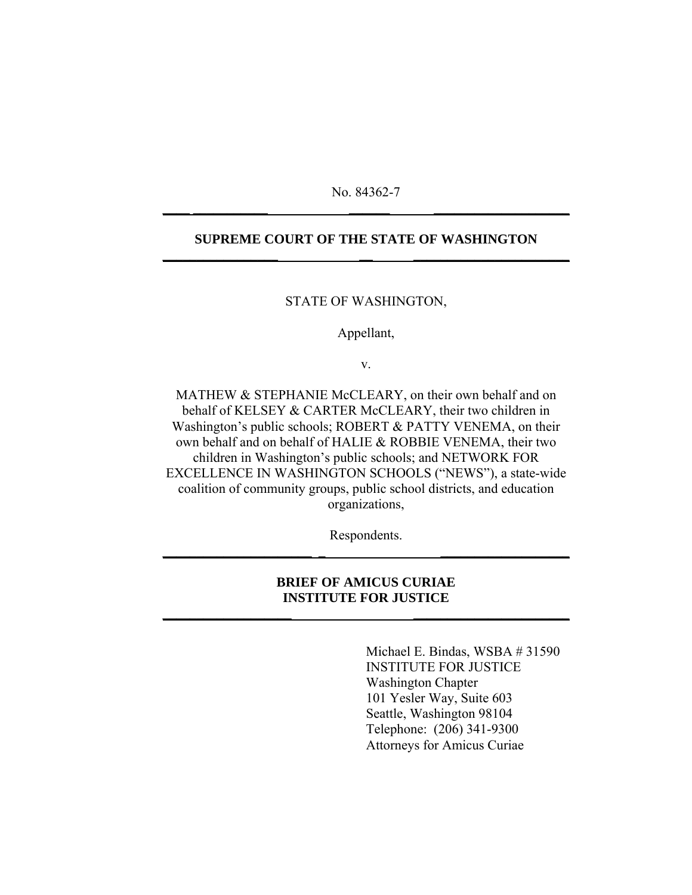No. 84362-7

---

**SUPREME COURT OF THE STATE OF WASHINGTON**

---

STATE OF WASHINGTON,

Appellant,

v.

MATHEW & STEPHANIE McCLEARY, on their own behalf and on behalf of KELSEY & CARTER McCLEARY, their two children in Washington's public schools; ROBERT & PATTY VENEMA, on their own behalf and on behalf of HALIE & ROBBIE VENEMA, their two children in Washington's public schools; and NETWORK FOR EXCELLENCE IN WASHINGTON SCHOOLS ("NEWS"), a state-wide coalition of community groups, public school districts, and education organizations,

Respondents.

---

**BRIEF OF AMICUS CURIAE**
**INSTITUTE FOR JUSTICE**

---

Michael E. Bindas, WSBA # 31590
INSTITUTE FOR JUSTICE
Washington Chapter
101 Yesler Way, Suite 603
Seattle, Washington 98104
Telephone: (206) 341-9300
Attorneys for Amicus Curiae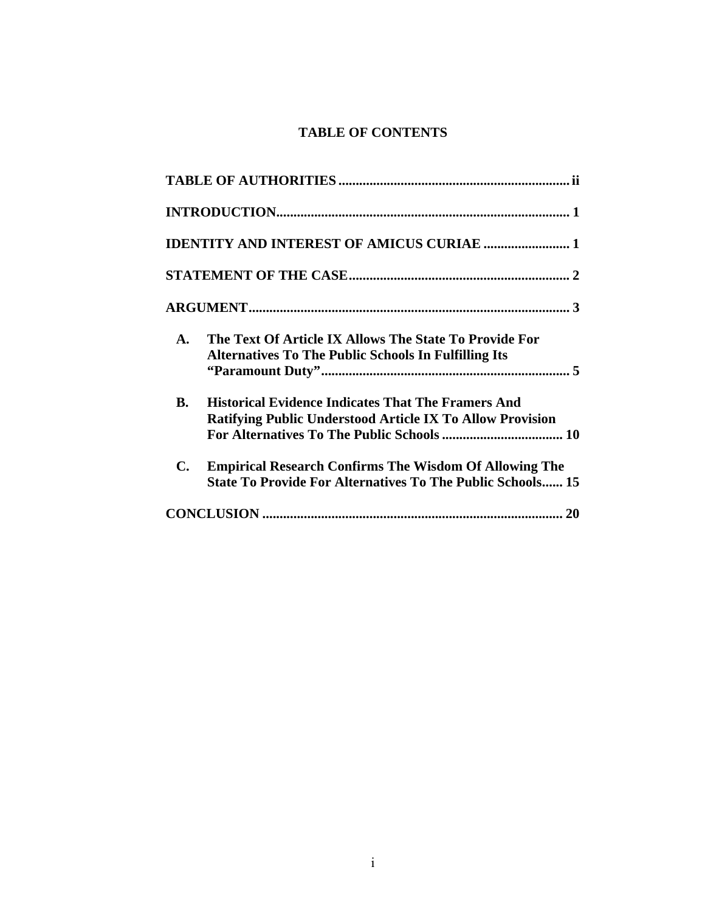# TABLE OF CONTENTS

**TABLE OF AUTHORITIES .................................................................. ii**

**INTRODUCTION.................................................................................... 1**

**IDENTITY AND INTEREST OF AMICUS CURIAE ......................... 1**

**STATEMENT OF THE CASE................................................................ 2**

**ARGUMENT............................................................................................ 3**

**A. The Text Of Article IX Allows The State To Provide For Alternatives To The Public Schools In Fulfilling Its "Paramount Duty"......................................................................... 5**

**B. Historical Evidence Indicates That The Framers And Ratifying Public Understood Article IX To Allow Provision For Alternatives To The Public Schools ................................... 10**

**C. Empirical Research Confirms The Wisdom Of Allowing The State To Provide For Alternatives To The Public Schools...... 15**

**CONCLUSION ....................................................................................... 20**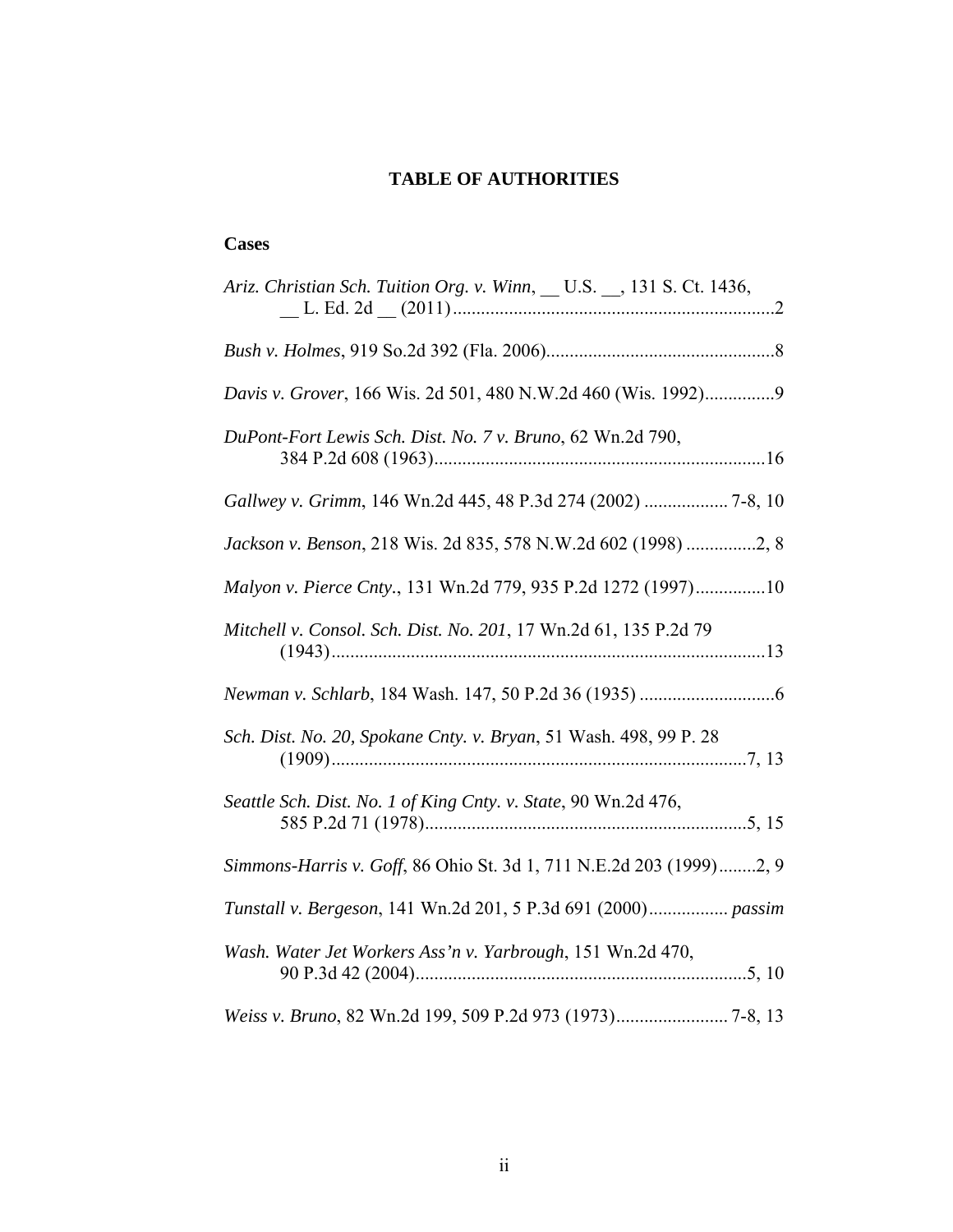# TABLE OF AUTHORITIES

## Cases

*Ariz. Christian Sch. Tuition Org. v. Winn*, __ U.S. __, 131 S. Ct. 1436, __ L. Ed. 2d __ (2011) .................................................................... 2

*Bush v. Holmes*, 919 So.2d 392 (Fla. 2006) ................................................ 8

*Davis v. Grover*, 166 Wis. 2d 501, 480 N.W.2d 460 (Wis. 1992) ............... 9

*DuPont-Fort Lewis Sch. Dist. No. 7 v. Bruno*, 62 Wn.2d 790, 384 P.2d 608 (1963) ....................................................................... 16

*Gallwey v. Grimm*, 146 Wn.2d 445, 48 P.3d 274 (2002) .................. 7-8, 10

*Jackson v. Benson*, 218 Wis. 2d 835, 578 N.W.2d 602 (1998) ............... 2, 8

*Malyon v. Pierce Cnty.*, 131 Wn.2d 779, 935 P.2d 1272 (1997) ............... 10

*Mitchell v. Consol. Sch. Dist. No. 201*, 17 Wn.2d 61, 135 P.2d 79 (1943) ............................................................................................. 13

*Newman v. Schlarb*, 184 Wash. 147, 50 P.2d 36 (1935) ............................. 6

*Sch. Dist. No. 20, Spokane Cnty. v. Bryan*, 51 Wash. 498, 99 P. 28 (1909) ......................................................................................... 7, 13

*Seattle Sch. Dist. No. 1 of King Cnty. v. State*, 90 Wn.2d 476, 585 P.2d 71 (1978) ..................................................................... 5, 15

*Simmons-Harris v. Goff*, 86 Ohio St. 3d 1, 711 N.E.2d 203 (1999) ........ 2, 9

*Tunstall v. Bergeson*, 141 Wn.2d 201, 5 P.3d 691 (2000) ................. *passim*

*Wash. Water Jet Workers Ass'n v. Yarbrough*, 151 Wn.2d 470, 90 P.3d 42 (2004) ....................................................................... 5, 10

*Weiss v. Bruno*, 82 Wn.2d 199, 509 P.2d 973 (1973) ........................ 7-8, 13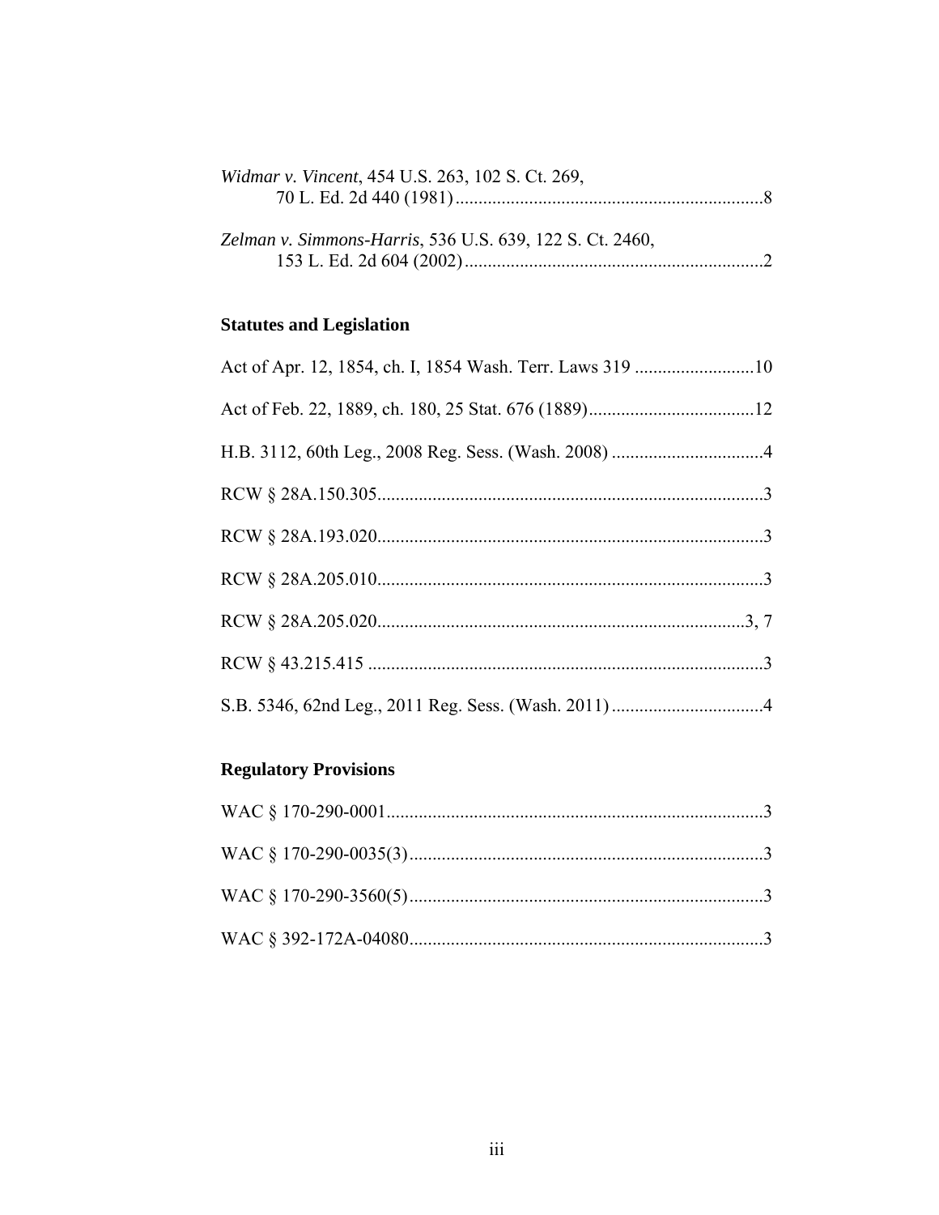*Widmar v. Vincent*, 454 U.S. 263, 102 S. Ct. 269, 70 L. Ed. 2d 440 (1981) ....................................................................8

*Zelman v. Simmons-Harris*, 536 U.S. 639, 122 S. Ct. 2460, 153 L. Ed. 2d 604 (2002) ..................................................................2

### Statutes and Legislation

Act of Apr. 12, 1854, ch. I, 1854 Wash. Terr. Laws 319 ..........................10

Act of Feb. 22, 1889, ch. 180, 25 Stat. 676 (1889)....................................12

H.B. 3112, 60th Leg., 2008 Reg. Sess. (Wash. 2008) .................................4

RCW § 28A.150.305....................................................................................3

RCW § 28A.193.020....................................................................................3

RCW § 28A.205.010....................................................................................3

RCW § 28A.205.020.................................................................................3, 7

RCW § 43.215.415 ......................................................................................3

S.B. 5346, 62nd Leg., 2011 Reg. Sess. (Wash. 2011) .................................4

### Regulatory Provisions

WAC § 170-290-0001...................................................................................3

WAC § 170-290-0035(3).............................................................................3

WAC § 170-290-3560(5).............................................................................3

WAC § 392-172A-04080.............................................................................3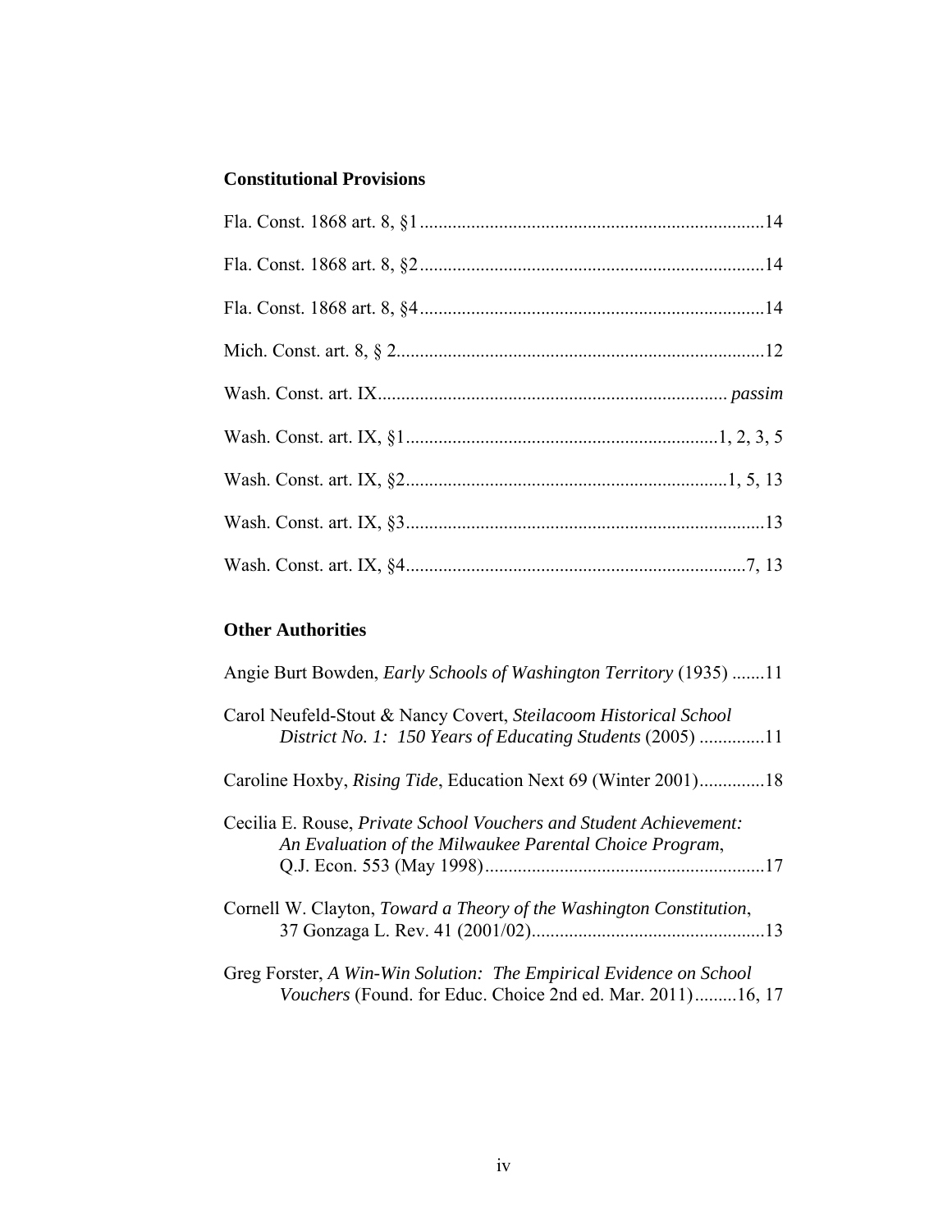### Constitutional Provisions

Fla. Const. 1868 art. 8, §1 .......................................................................... 14

Fla. Const. 1868 art. 8, §2 .......................................................................... 14

Fla. Const. 1868 art. 8, §4 .......................................................................... 14

Mich. Const. art. 8, § 2 ............................................................................... 12

Wash. Const. art. IX ........................................................................... *passim*

Wash. Const. art. IX, §1 .................................................................. 1, 2, 3, 5

Wash. Const. art. IX, §2 ..................................................................... 1, 5, 13

Wash. Const. art. IX, §3 ............................................................................. 13

Wash. Const. art. IX, §4 .......................................................................... 7, 13

### Other Authorities

Angie Burt Bowden, *Early Schools of Washington Territory* (1935) ....... 11

Carol Neufeld-Stout & Nancy Covert, *Steilacoom Historical School District No. 1: 150 Years of Educating Students* (2005) ............. 11

Caroline Hoxby, *Rising Tide*, Education Next 69 (Winter 2001) .............. 18

Cecilia E. Rouse, *Private School Vouchers and Student Achievement: An Evaluation of the Milwaukee Parental Choice Program*, Q.J. Econ. 553 (May 1998) ............................................................ 17

Cornell W. Clayton, *Toward a Theory of the Washington Constitution*, 37 Gonzaga L. Rev. 41 (2001/02) .................................................. 13

Greg Forster, *A Win-Win Solution: The Empirical Evidence on School Vouchers* (Found. for Educ. Choice 2nd ed. Mar. 2011) ......... 16, 17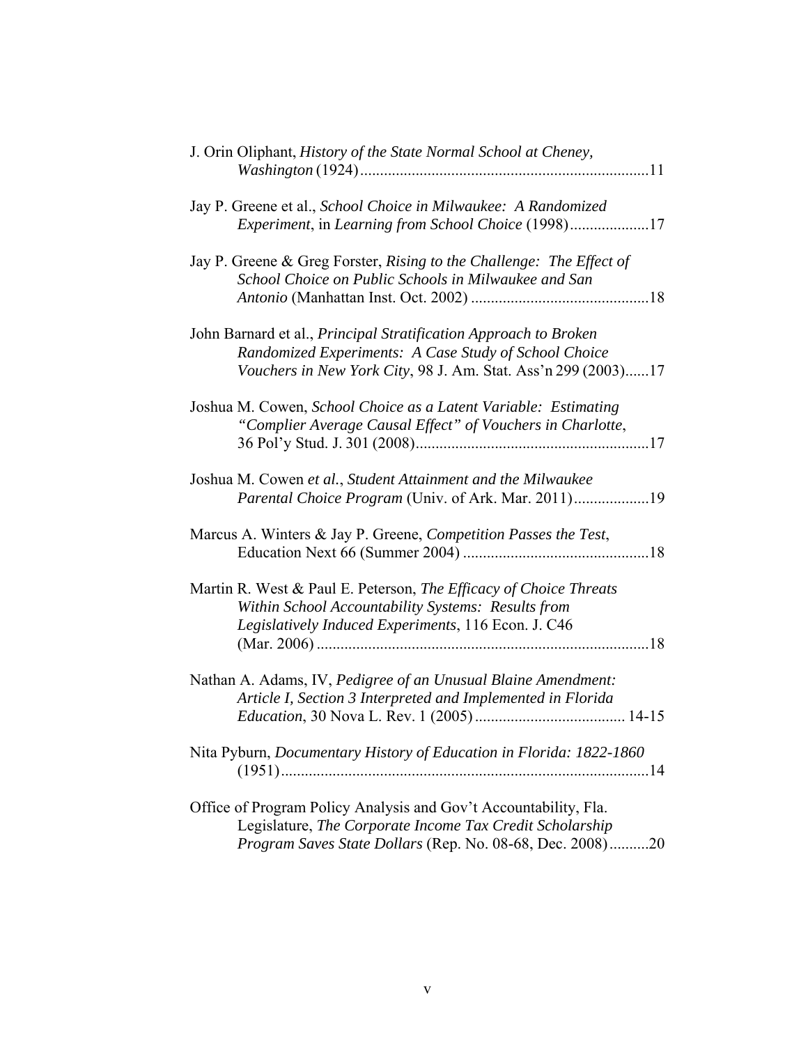J. Orin Oliphant, *History of the State Normal School at Cheney, Washington* (1924).........................................................................11

Jay P. Greene et al., *School Choice in Milwaukee: A Randomized Experiment*, in *Learning from School Choice* (1998)....................17

Jay P. Greene & Greg Forster, *Rising to the Challenge: The Effect of School Choice on Public Schools in Milwaukee and San Antonio* (Manhattan Inst. Oct. 2002) .............................................18

John Barnard et al., *Principal Stratification Approach to Broken Randomized Experiments: A Case Study of School Choice Vouchers in New York City*, 98 J. Am. Stat. Ass'n 299 (2003)......17

Joshua M. Cowen, *School Choice as a Latent Variable: Estimating "Complier Average Causal Effect" of Vouchers in Charlotte*, 36 Pol'y Stud. J. 301 (2008)...........................................................17

Joshua M. Cowen *et al.*, *Student Attainment and the Milwaukee Parental Choice Program* (Univ. of Ark. Mar. 2011)...................19

Marcus A. Winters & Jay P. Greene, *Competition Passes the Test*, Education Next 66 (Summer 2004) ...............................................18

Martin R. West & Paul E. Peterson, *The Efficacy of Choice Threats Within School Accountability Systems: Results from Legislatively Induced Experiments*, 116 Econ. J. C46 (Mar. 2006) ....................................................................................18

Nathan A. Adams, IV, *Pedigree of an Unusual Blaine Amendment: Article I, Section 3 Interpreted and Implemented in Florida Education*, 30 Nova L. Rev. 1 (2005) ..................................... 14-15

Nita Pyburn, *Documentary History of Education in Florida: 1822-1860* (1951).............................................................................................14

Office of Program Policy Analysis and Gov't Accountability, Fla. Legislature, *The Corporate Income Tax Credit Scholarship Program Saves State Dollars* (Rep. No. 08-68, Dec. 2008)..........20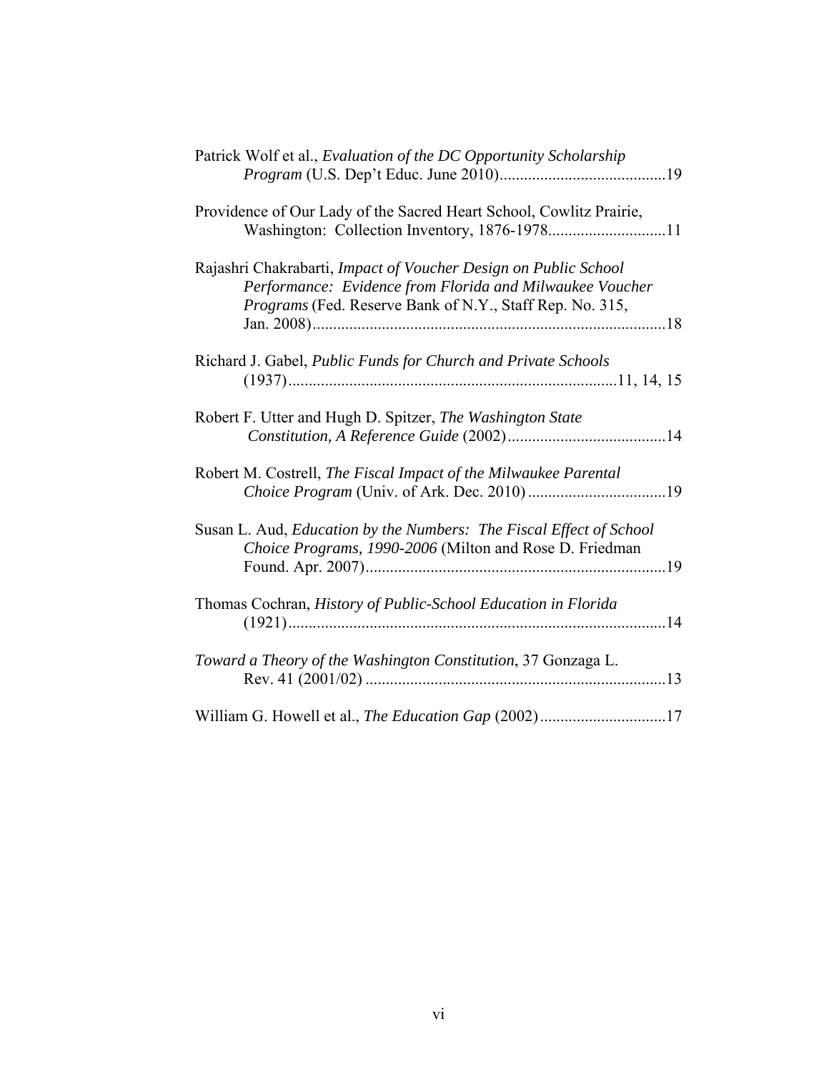Patrick Wolf et al., *Evaluation of the DC Opportunity Scholarship Program* (U.S. Dep't Educ. June 2010).........................................19

Providence of Our Lady of the Sacred Heart School, Cowlitz Prairie, Washington: Collection Inventory, 1876-1978.............................11

Rajashri Chakrabarti, *Impact of Voucher Design on Public School Performance: Evidence from Florida and Milwaukee Voucher Programs* (Fed. Reserve Bank of N.Y., Staff Rep. No. 315, Jan. 2008).......................................................................................18

Richard J. Gabel, *Public Funds for Church and Private Schools* (1937)................................................................................11, 14, 15

Robert F. Utter and Hugh D. Spitzer, *The Washington State Constitution, A Reference Guide* (2002).......................................14

Robert M. Costrell, *The Fiscal Impact of the Milwaukee Parental Choice Program* (Univ. of Ark. Dec. 2010)..................................19

Susan L. Aud, *Education by the Numbers: The Fiscal Effect of School Choice Programs, 1990-2006* (Milton and Rose D. Friedman Found. Apr. 2007)..........................................................................19

Thomas Cochran, *History of Public-School Education in Florida* (1921).............................................................................................14

*Toward a Theory of the Washington Constitution*, 37 Gonzaga L. Rev. 41 (2001/02)..........................................................................13

William G. Howell et al., *The Education Gap* (2002)...............................17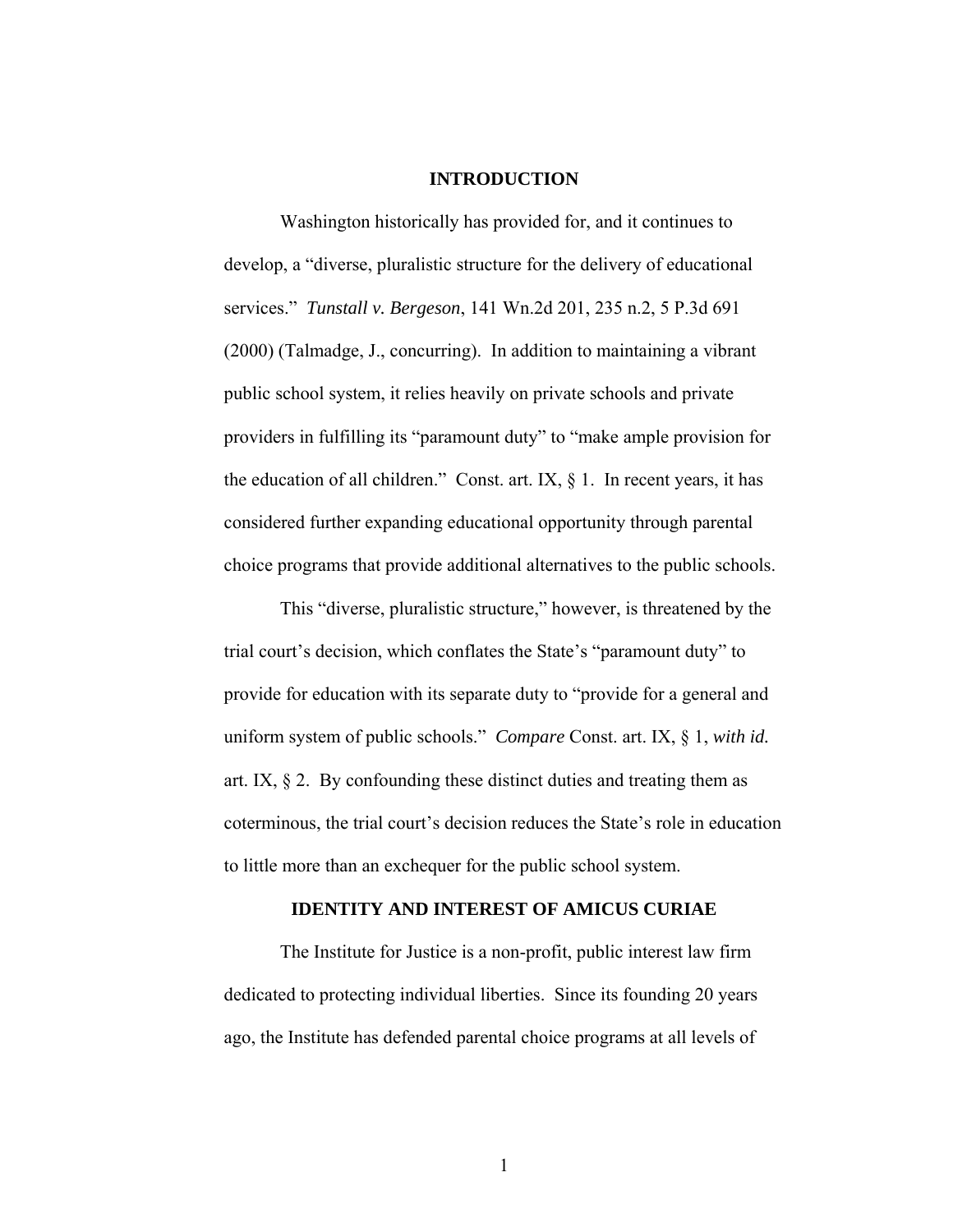## INTRODUCTION

Washington historically has provided for, and it continues to develop, a "diverse, pluralistic structure for the delivery of educational services." *Tunstall v. Bergeson*, 141 Wn.2d 201, 235 n.2, 5 P.3d 691 (2000) (Talmadge, J., concurring). In addition to maintaining a vibrant public school system, it relies heavily on private schools and private providers in fulfilling its "paramount duty" to "make ample provision for the education of all children." Const. art. IX, § 1. In recent years, it has considered further expanding educational opportunity through parental choice programs that provide additional alternatives to the public schools.

This "diverse, pluralistic structure," however, is threatened by the trial court's decision, which conflates the State's "paramount duty" to provide for education with its separate duty to "provide for a general and uniform system of public schools." *Compare* Const. art. IX, § 1, *with id.* art. IX, § 2. By confounding these distinct duties and treating them as coterminous, the trial court's decision reduces the State's role in education to little more than an exchequer for the public school system.

## IDENTITY AND INTEREST OF AMICUS CURIAE

The Institute for Justice is a non-profit, public interest law firm dedicated to protecting individual liberties. Since its founding 20 years ago, the Institute has defended parental choice programs at all levels of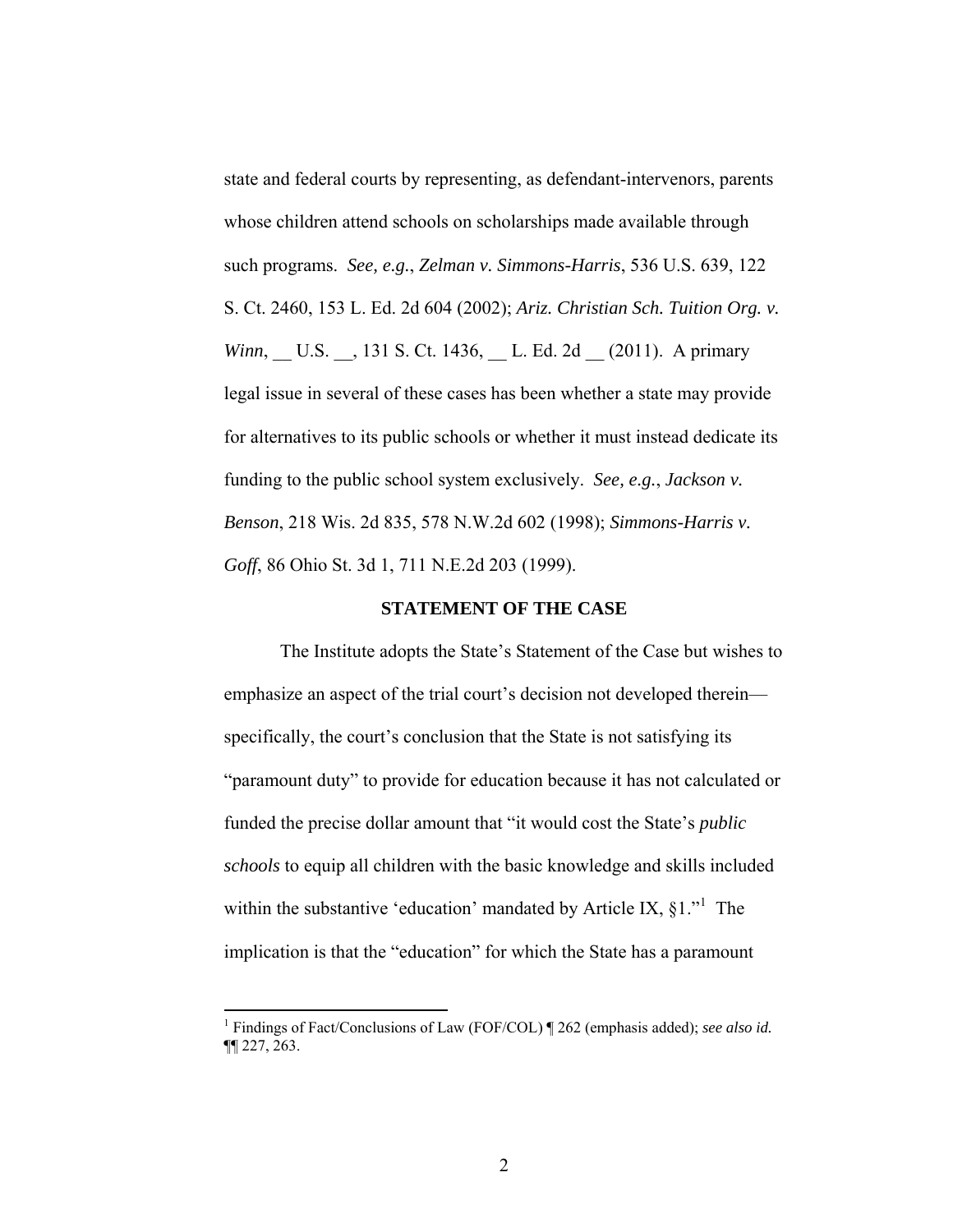state and federal courts by representing, as defendant-intervenors, parents whose children attend schools on scholarships made available through such programs. *See, e.g.*, *Zelman v. Simmons-Harris*, 536 U.S. 639, 122 S. Ct. 2460, 153 L. Ed. 2d 604 (2002); *Ariz. Christian Sch. Tuition Org. v. Winn*, __ U.S. __, 131 S. Ct. 1436, __ L. Ed. 2d __ (2011). A primary legal issue in several of these cases has been whether a state may provide for alternatives to its public schools or whether it must instead dedicate its funding to the public school system exclusively. *See, e.g.*, *Jackson v. Benson*, 218 Wis. 2d 835, 578 N.W.2d 602 (1998); *Simmons-Harris v. Goff*, 86 Ohio St. 3d 1, 711 N.E.2d 203 (1999).

## STATEMENT OF THE CASE

The Institute adopts the State's Statement of the Case but wishes to emphasize an aspect of the trial court's decision not developed therein—specifically, the court's conclusion that the State is not satisfying its "paramount duty" to provide for education because it has not calculated or funded the precise dollar amount that "it would cost the State's *public schools* to equip all children with the basic knowledge and skills included within the substantive 'education' mandated by Article IX, §1."[1] The implication is that the "education" for which the State has a paramount

[1] Findings of Fact/Conclusions of Law (FOF/COL) ¶ 262 (emphasis added); *see also id.* ¶¶ 227, 263.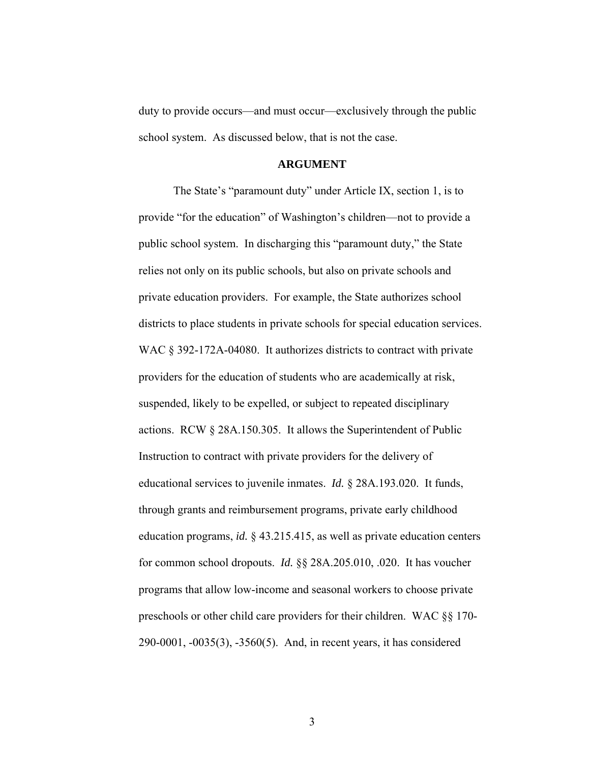duty to provide occurs—and must occur—exclusively through the public school system. As discussed below, that is not the case.

## ARGUMENT

The State's "paramount duty" under Article IX, section 1, is to provide "for the education" of Washington's children—not to provide a public school system. In discharging this "paramount duty," the State relies not only on its public schools, but also on private schools and private education providers. For example, the State authorizes school districts to place students in private schools for special education services. WAC § 392-172A-04080. It authorizes districts to contract with private providers for the education of students who are academically at risk, suspended, likely to be expelled, or subject to repeated disciplinary actions. RCW § 28A.150.305. It allows the Superintendent of Public Instruction to contract with private providers for the delivery of educational services to juvenile inmates. *Id.* § 28A.193.020. It funds, through grants and reimbursement programs, private early childhood education programs, *id.* § 43.215.415, as well as private education centers for common school dropouts. *Id.* §§ 28A.205.010, .020. It has voucher programs that allow low-income and seasonal workers to choose private preschools or other child care providers for their children. WAC §§ 170-290-0001, -0035(3), -3560(5). And, in recent years, it has considered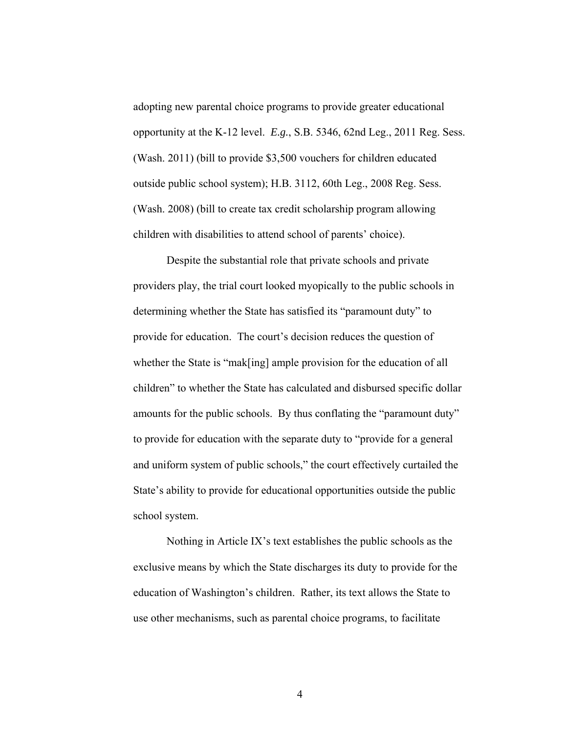adopting new parental choice programs to provide greater educational opportunity at the K-12 level. *E.g.*, S.B. 5346, 62nd Leg., 2011 Reg. Sess. (Wash. 2011) (bill to provide $3,500 vouchers for children educated outside public school system); H.B. 3112, 60th Leg., 2008 Reg. Sess. (Wash. 2008) (bill to create tax credit scholarship program allowing children with disabilities to attend school of parents' choice).

Despite the substantial role that private schools and private providers play, the trial court looked myopically to the public schools in determining whether the State has satisfied its "paramount duty" to provide for education. The court's decision reduces the question of whether the State is "mak[ing] ample provision for the education of all children" to whether the State has calculated and disbursed specific dollar amounts for the public schools. By thus conflating the "paramount duty" to provide for education with the separate duty to "provide for a general and uniform system of public schools," the court effectively curtailed the State's ability to provide for educational opportunities outside the public school system.

Nothing in Article IX's text establishes the public schools as the exclusive means by which the State discharges its duty to provide for the education of Washington's children. Rather, its text allows the State to use other mechanisms, such as parental choice programs, to facilitate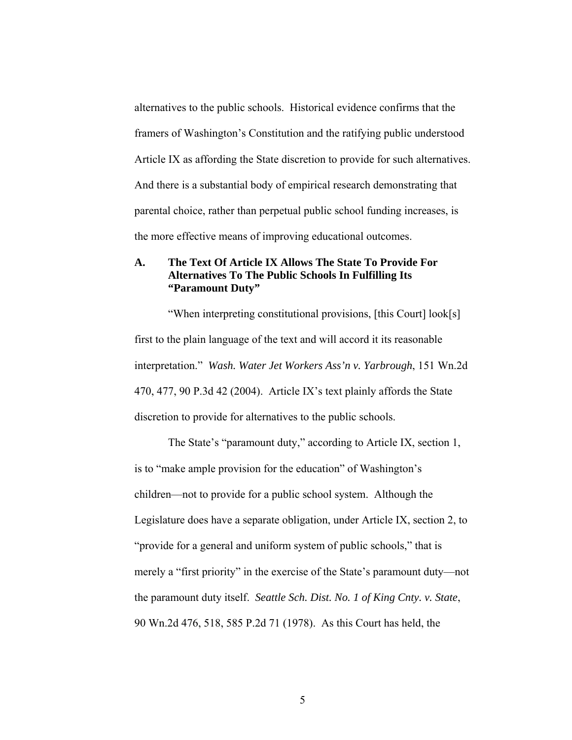alternatives to the public schools. Historical evidence confirms that the framers of Washington's Constitution and the ratifying public understood Article IX as affording the State discretion to provide for such alternatives. And there is a substantial body of empirical research demonstrating that parental choice, rather than perpetual public school funding increases, is the more effective means of improving educational outcomes.

### A. The Text Of Article IX Allows The State To Provide For Alternatives To The Public Schools In Fulfilling Its "Paramount Duty"

"When interpreting constitutional provisions, [this Court] look[s] first to the plain language of the text and will accord it its reasonable interpretation." *Wash. Water Jet Workers Ass'n v. Yarbrough*, 151 Wn.2d 470, 477, 90 P.3d 42 (2004). Article IX's text plainly affords the State discretion to provide for alternatives to the public schools.

The State's "paramount duty," according to Article IX, section 1, is to "make ample provision for the education" of Washington's children—not to provide for a public school system. Although the Legislature does have a separate obligation, under Article IX, section 2, to "provide for a general and uniform system of public schools," that is merely a "first priority" in the exercise of the State's paramount duty—not the paramount duty itself. *Seattle Sch. Dist. No. 1 of King Cnty. v. State*, 90 Wn.2d 476, 518, 585 P.2d 71 (1978). As this Court has held, the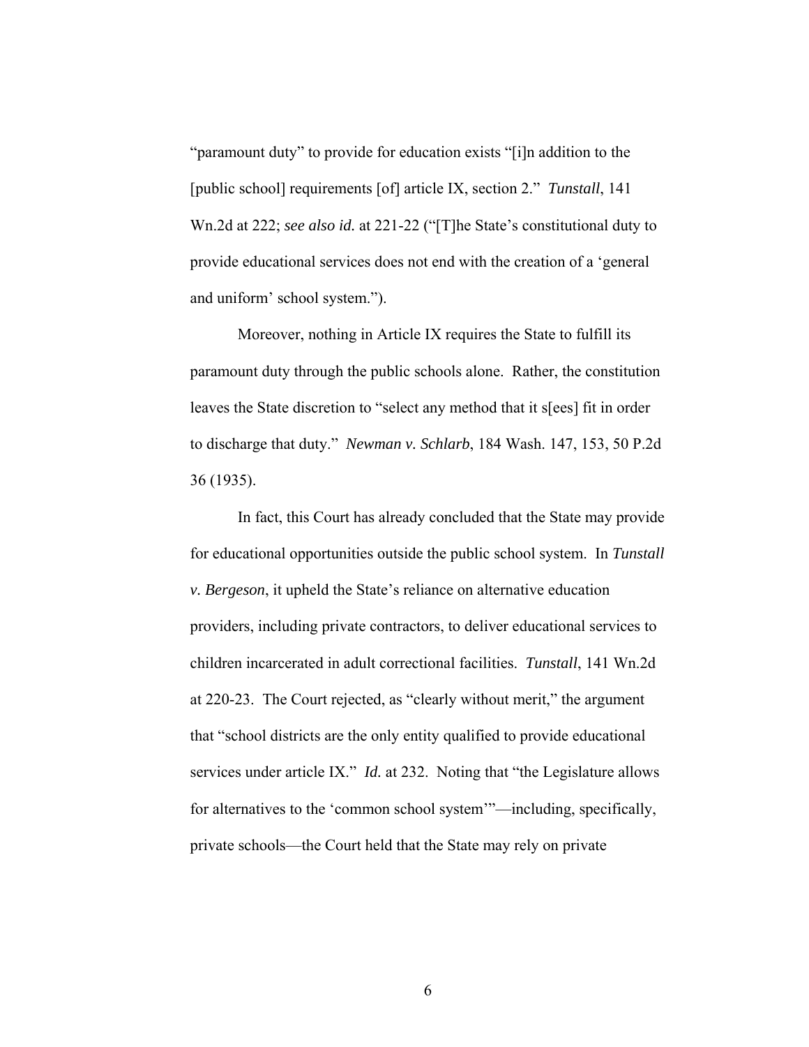"paramount duty" to provide for education exists "[i]n addition to the [public school] requirements [of] article IX, section 2." *Tunstall*, 141 Wn.2d at 222; *see also id.* at 221-22 ("[T]he State's constitutional duty to provide educational services does not end with the creation of a 'general and uniform' school system.").

Moreover, nothing in Article IX requires the State to fulfill its paramount duty through the public schools alone. Rather, the constitution leaves the State discretion to "select any method that it s[ees] fit in order to discharge that duty." *Newman v. Schlarb*, 184 Wash. 147, 153, 50 P.2d 36 (1935).

In fact, this Court has already concluded that the State may provide for educational opportunities outside the public school system. In *Tunstall v. Bergeson*, it upheld the State's reliance on alternative education providers, including private contractors, to deliver educational services to children incarcerated in adult correctional facilities. *Tunstall*, 141 Wn.2d at 220-23. The Court rejected, as "clearly without merit," the argument that "school districts are the only entity qualified to provide educational services under article IX." *Id.* at 232. Noting that "the Legislature allows for alternatives to the 'common school system'"—including, specifically, private schools—the Court held that the State may rely on private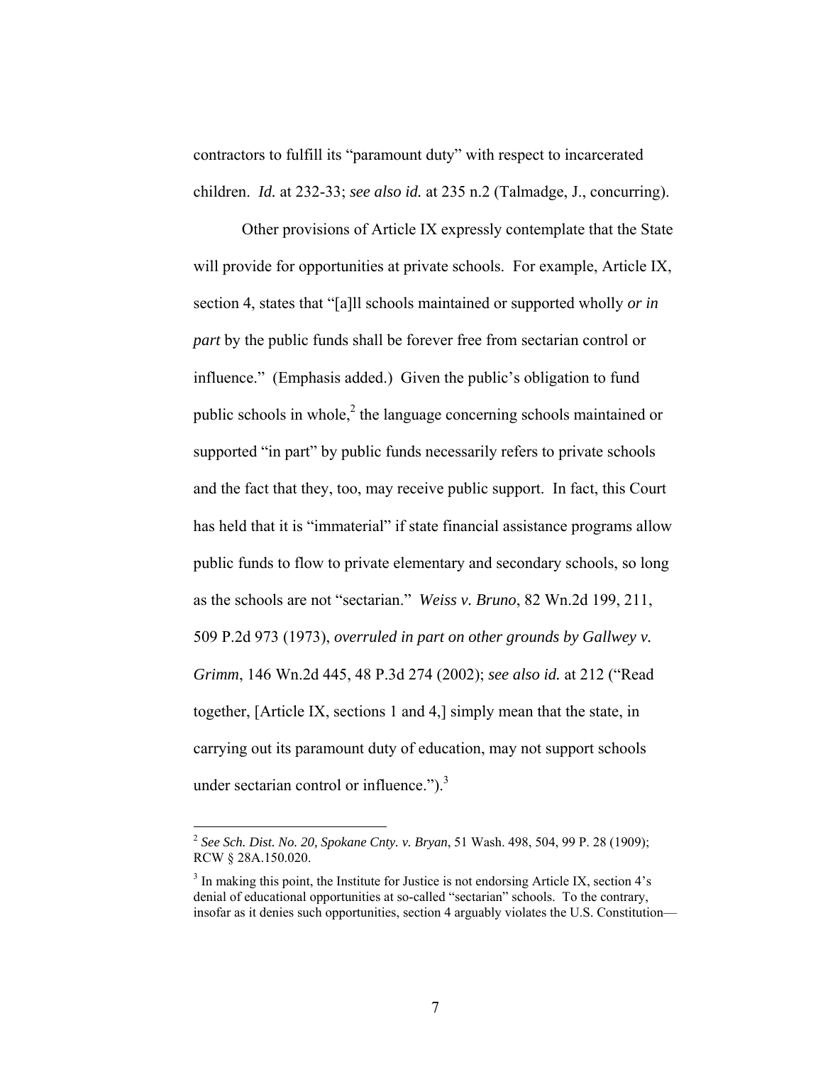contractors to fulfill its "paramount duty" with respect to incarcerated children. *Id.* at 232-33; *see also id.* at 235 n.2 (Talmadge, J., concurring).

Other provisions of Article IX expressly contemplate that the State will provide for opportunities at private schools. For example, Article IX, section 4, states that "[a]ll schools maintained or supported wholly *or in part* by the public funds shall be forever free from sectarian control or influence." (Emphasis added.) Given the public's obligation to fund public schools in whole,[2] the language concerning schools maintained or supported "in part" by public funds necessarily refers to private schools and the fact that they, too, may receive public support. In fact, this Court has held that it is "immaterial" if state financial assistance programs allow public funds to flow to private elementary and secondary schools, so long as the schools are not "sectarian." *Weiss v. Bruno*, 82 Wn.2d 199, 211, 509 P.2d 973 (1973), *overruled in part on other grounds by Gallwey v. Grimm*, 146 Wn.2d 445, 48 P.3d 274 (2002); *see also id.* at 212 ("Read together, [Article IX, sections 1 and 4,] simply mean that the state, in carrying out its paramount duty of education, may not support schools under sectarian control or influence.").[3]

---

[2] *See Sch. Dist. No. 20, Spokane Cnty. v. Bryan*, 51 Wash. 498, 504, 99 P. 28 (1909); RCW § 28A.150.020.

[3] In making this point, the Institute for Justice is not endorsing Article IX, section 4's denial of educational opportunities at so-called "sectarian" schools. To the contrary, insofar as it denies such opportunities, section 4 arguably violates the U.S. Constitution—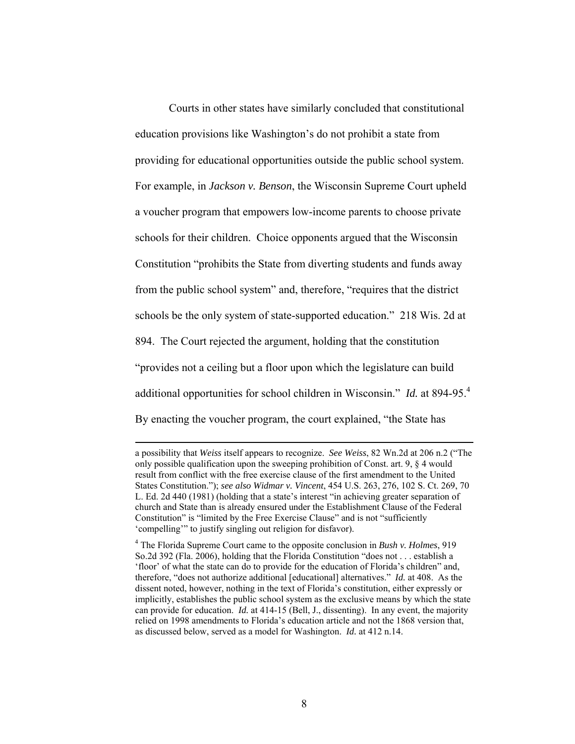Courts in other states have similarly concluded that constitutional education provisions like Washington's do not prohibit a state from providing for educational opportunities outside the public school system. For example, in *Jackson v. Benson*, the Wisconsin Supreme Court upheld a voucher program that empowers low-income parents to choose private schools for their children. Choice opponents argued that the Wisconsin Constitution "prohibits the State from diverting students and funds away from the public school system" and, therefore, "requires that the district schools be the only system of state-supported education." 218 Wis. 2d at 894. The Court rejected the argument, holding that the constitution "provides not a ceiling but a floor upon which the legislature can build additional opportunities for school children in Wisconsin." *Id.* at 894-95.[4] By enacting the voucher program, the court explained, "the State has

---

a possibility that *Weiss* itself appears to recognize. *See Weiss*, 82 Wn.2d at 206 n.2 ("The only possible qualification upon the sweeping prohibition of Const. art. 9, § 4 would result from conflict with the free exercise clause of the first amendment to the United States Constitution."); *see also Widmar v. Vincent*, 454 U.S. 263, 276, 102 S. Ct. 269, 70 L. Ed. 2d 440 (1981) (holding that a state's interest "in achieving greater separation of church and State than is already ensured under the Establishment Clause of the Federal Constitution" is "limited by the Free Exercise Clause" and is not "sufficiently 'compelling'" to justify singling out religion for disfavor).

[4] The Florida Supreme Court came to the opposite conclusion in *Bush v. Holmes*, 919 So.2d 392 (Fla. 2006), holding that the Florida Constitution "does not . . . establish a 'floor' of what the state can do to provide for the education of Florida's children" and, therefore, "does not authorize additional [educational] alternatives." *Id.* at 408. As the dissent noted, however, nothing in the text of Florida's constitution, either expressly or implicitly, establishes the public school system as the exclusive means by which the state can provide for education. *Id.* at 414-15 (Bell, J., dissenting). In any event, the majority relied on 1998 amendments to Florida's education article and not the 1868 version that, as discussed below, served as a model for Washington. *Id.* at 412 n.14.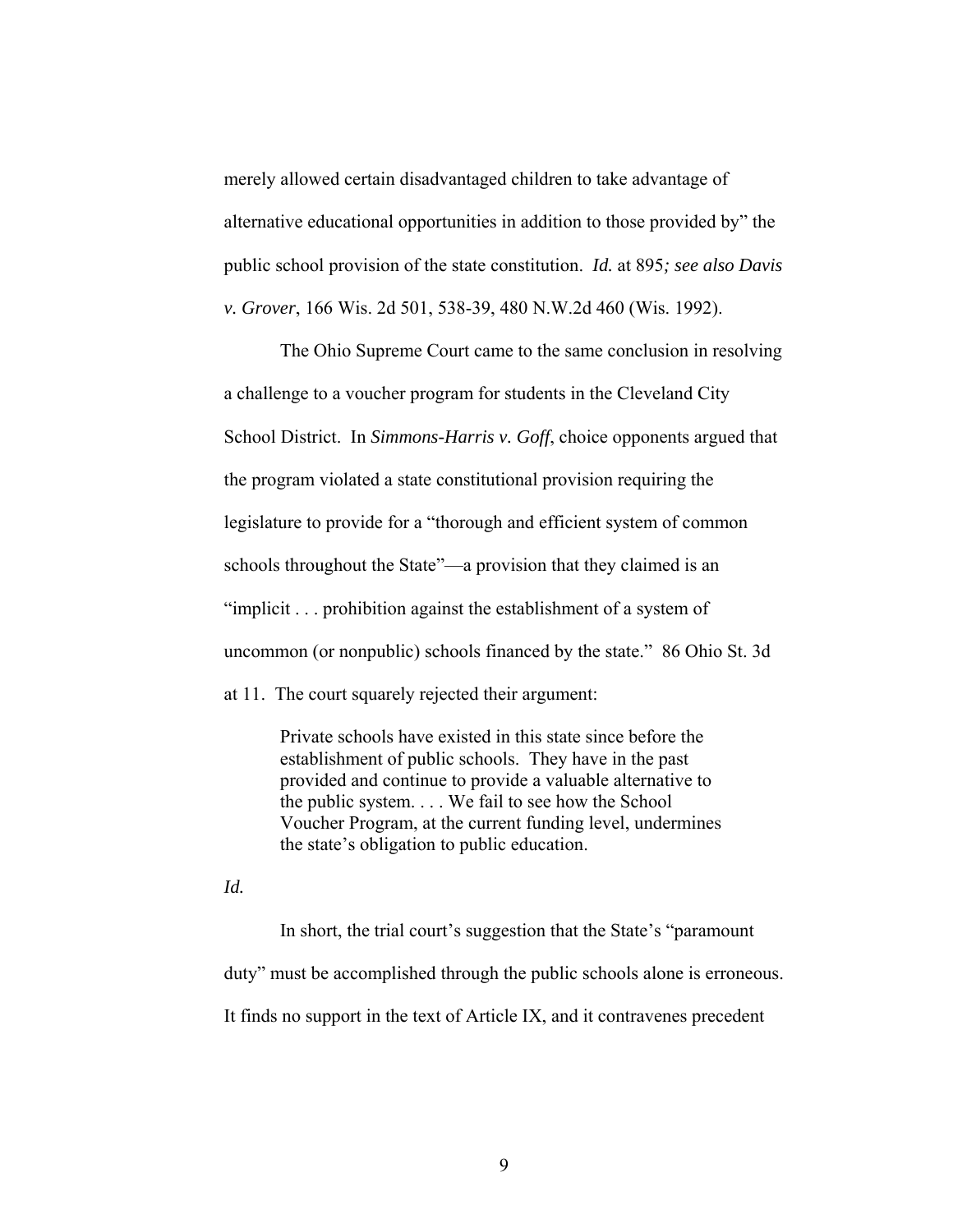merely allowed certain disadvantaged children to take advantage of alternative educational opportunities in addition to those provided by" the public school provision of the state constitution. *Id.* at 895*; see also Davis v. Grover*, 166 Wis. 2d 501, 538-39, 480 N.W.2d 460 (Wis. 1992).

The Ohio Supreme Court came to the same conclusion in resolving a challenge to a voucher program for students in the Cleveland City School District. In *Simmons-Harris v. Goff*, choice opponents argued that the program violated a state constitutional provision requiring the legislature to provide for a "thorough and efficient system of common schools throughout the State"—a provision that they claimed is an "implicit . . . prohibition against the establishment of a system of uncommon (or nonpublic) schools financed by the state." 86 Ohio St. 3d at 11. The court squarely rejected their argument:

> Private schools have existed in this state since before the establishment of public schools. They have in the past provided and continue to provide a valuable alternative to the public system. . . . We fail to see how the School Voucher Program, at the current funding level, undermines the state's obligation to public education.

*Id.*

In short, the trial court's suggestion that the State's "paramount duty" must be accomplished through the public schools alone is erroneous. It finds no support in the text of Article IX, and it contravenes precedent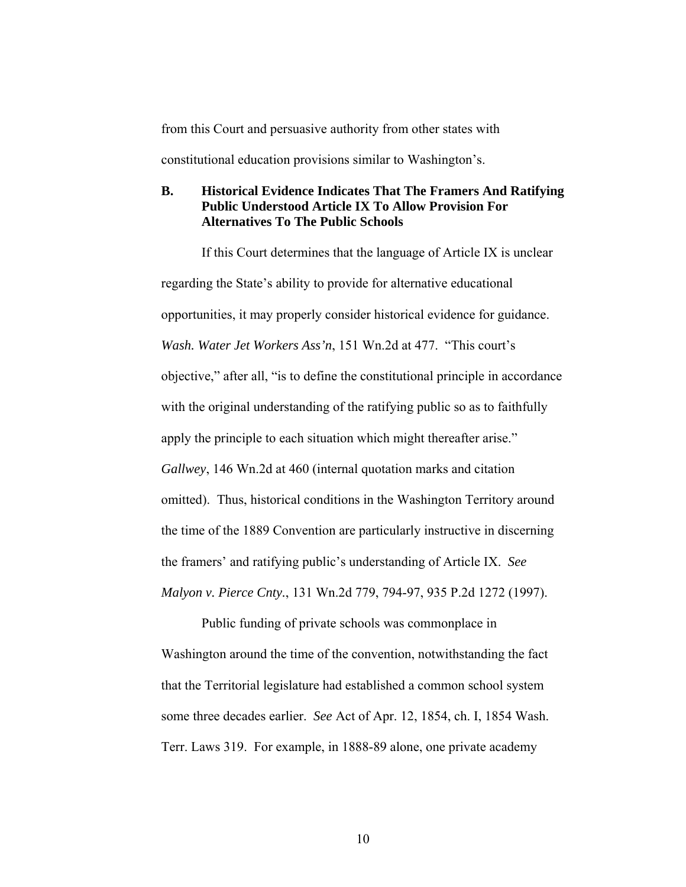from this Court and persuasive authority from other states with constitutional education provisions similar to Washington's.

### B. Historical Evidence Indicates That The Framers And Ratifying Public Understood Article IX To Allow Provision For Alternatives To The Public Schools

If this Court determines that the language of Article IX is unclear regarding the State's ability to provide for alternative educational opportunities, it may properly consider historical evidence for guidance. *Wash. Water Jet Workers Ass'n*, 151 Wn.2d at 477. "This court's objective," after all, "is to define the constitutional principle in accordance with the original understanding of the ratifying public so as to faithfully apply the principle to each situation which might thereafter arise." *Gallwey*, 146 Wn.2d at 460 (internal quotation marks and citation omitted). Thus, historical conditions in the Washington Territory around the time of the 1889 Convention are particularly instructive in discerning the framers' and ratifying public's understanding of Article IX. *See Malyon v. Pierce Cnty.*, 131 Wn.2d 779, 794-97, 935 P.2d 1272 (1997).

Public funding of private schools was commonplace in Washington around the time of the convention, notwithstanding the fact that the Territorial legislature had established a common school system some three decades earlier. *See* Act of Apr. 12, 1854, ch. I, 1854 Wash. Terr. Laws 319. For example, in 1888-89 alone, one private academy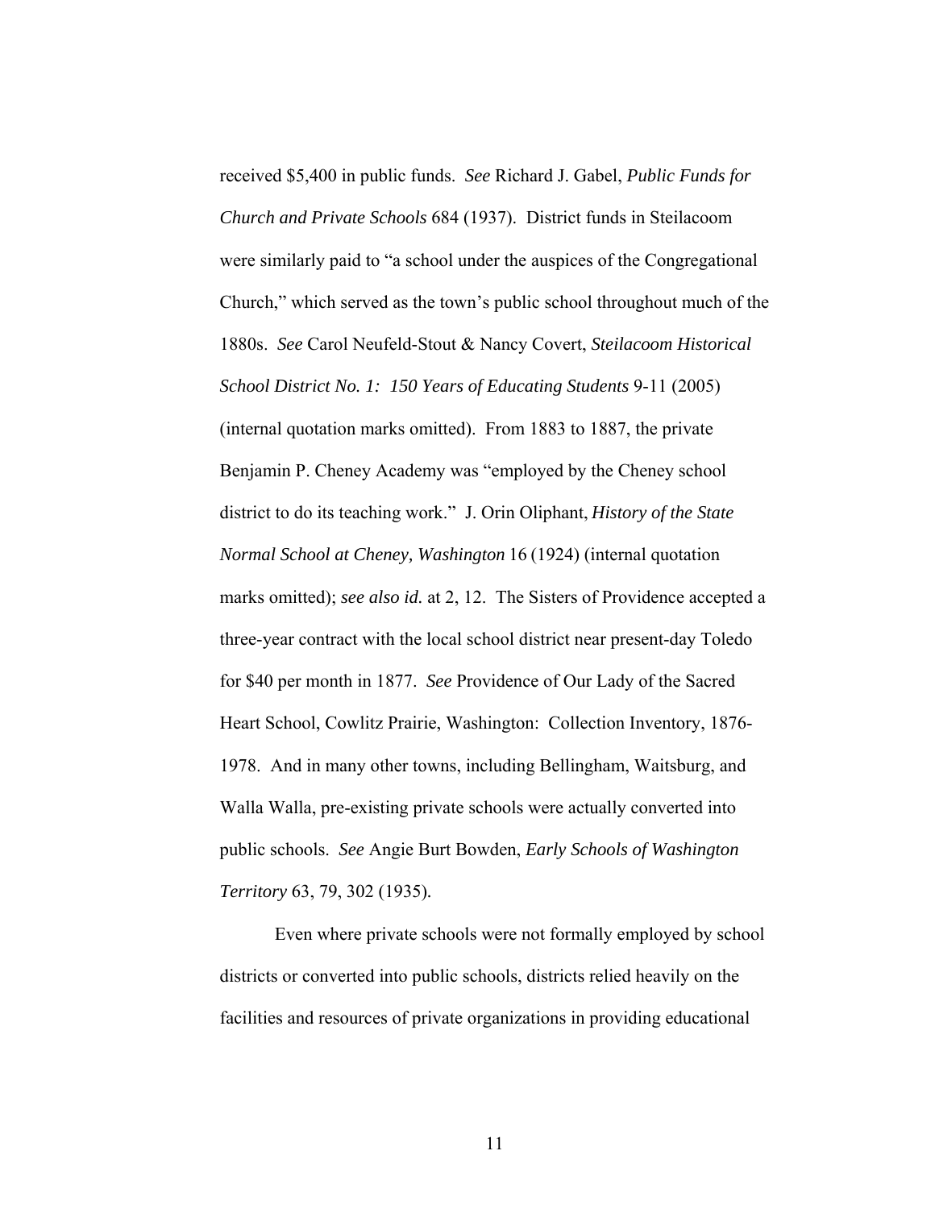received $5,400 in public funds. *See* Richard J. Gabel, *Public Funds for Church and Private Schools* 684 (1937). District funds in Steilacoom were similarly paid to "a school under the auspices of the Congregational Church," which served as the town's public school throughout much of the 1880s. *See* Carol Neufeld-Stout & Nancy Covert, *Steilacoom Historical School District No. 1: 150 Years of Educating Students* 9-11 (2005) (internal quotation marks omitted). From 1883 to 1887, the private Benjamin P. Cheney Academy was "employed by the Cheney school district to do its teaching work." J. Orin Oliphant, *History of the State Normal School at Cheney, Washington* 16 (1924) (internal quotation marks omitted); *see also id.* at 2, 12. The Sisters of Providence accepted a three-year contract with the local school district near present-day Toledo for $40 per month in 1877. *See* Providence of Our Lady of the Sacred Heart School, Cowlitz Prairie, Washington: Collection Inventory, 1876-1978. And in many other towns, including Bellingham, Waitsburg, and Walla Walla, pre-existing private schools were actually converted into public schools. *See* Angie Burt Bowden, *Early Schools of Washington Territory* 63, 79, 302 (1935).

Even where private schools were not formally employed by school districts or converted into public schools, districts relied heavily on the facilities and resources of private organizations in providing educational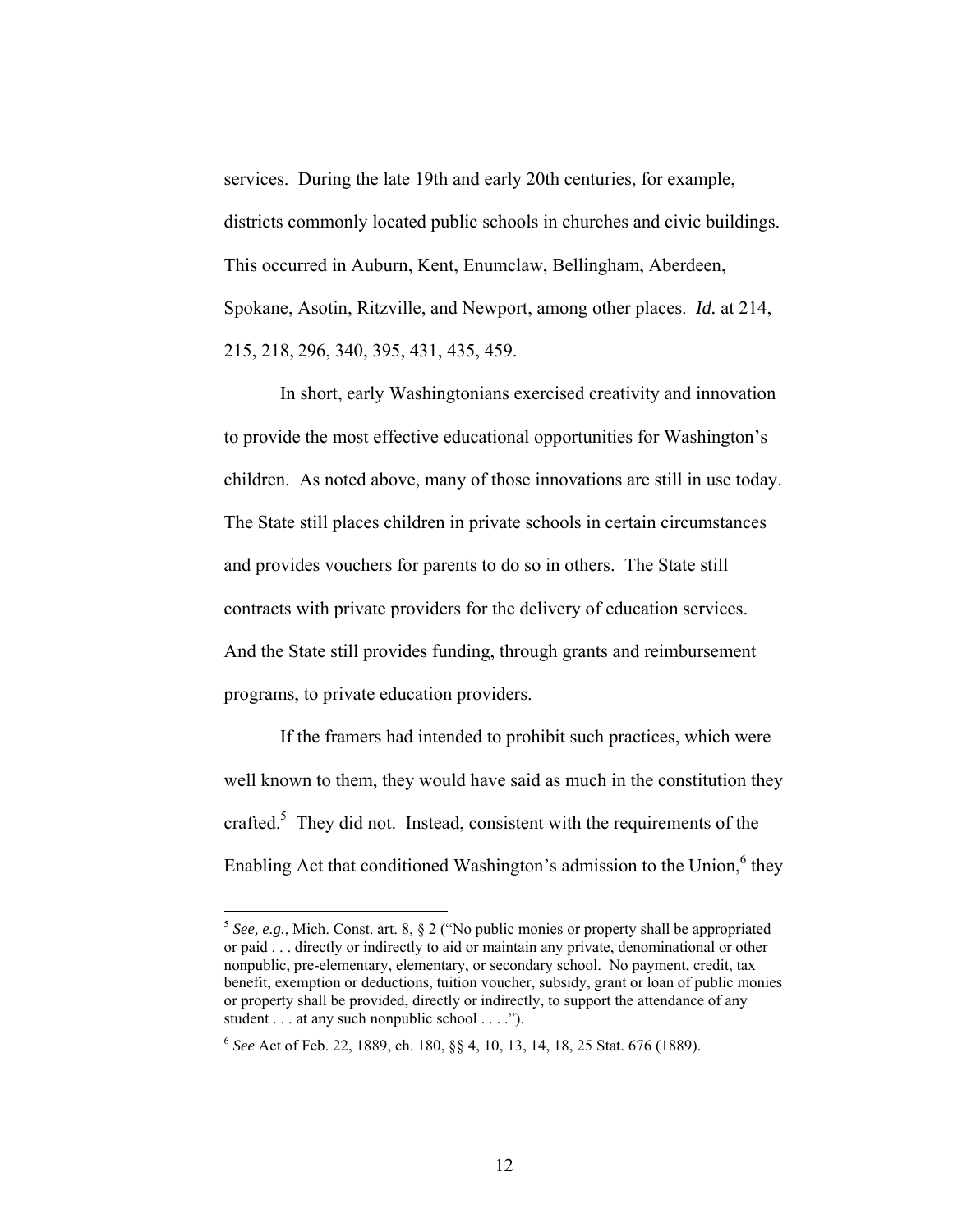services. During the late 19th and early 20th centuries, for example, districts commonly located public schools in churches and civic buildings. This occurred in Auburn, Kent, Enumclaw, Bellingham, Aberdeen, Spokane, Asotin, Ritzville, and Newport, among other places. *Id.* at 214, 215, 218, 296, 340, 395, 431, 435, 459.

In short, early Washingtonians exercised creativity and innovation to provide the most effective educational opportunities for Washington's children. As noted above, many of those innovations are still in use today. The State still places children in private schools in certain circumstances and provides vouchers for parents to do so in others. The State still contracts with private providers for the delivery of education services. And the State still provides funding, through grants and reimbursement programs, to private education providers.

If the framers had intended to prohibit such practices, which were well known to them, they would have said as much in the constitution they crafted.[5] They did not. Instead, consistent with the requirements of the Enabling Act that conditioned Washington's admission to the Union,[6] they

---

[5] *See, e.g.*, Mich. Const. art. 8, § 2 ("No public monies or property shall be appropriated or paid . . . directly or indirectly to aid or maintain any private, denominational or other nonpublic, pre-elementary, elementary, or secondary school. No payment, credit, tax benefit, exemption or deductions, tuition voucher, subsidy, grant or loan of public monies or property shall be provided, directly or indirectly, to support the attendance of any student . . . at any such nonpublic school . . . .").

[6] *See* Act of Feb. 22, 1889, ch. 180, §§ 4, 10, 13, 14, 18, 25 Stat. 676 (1889).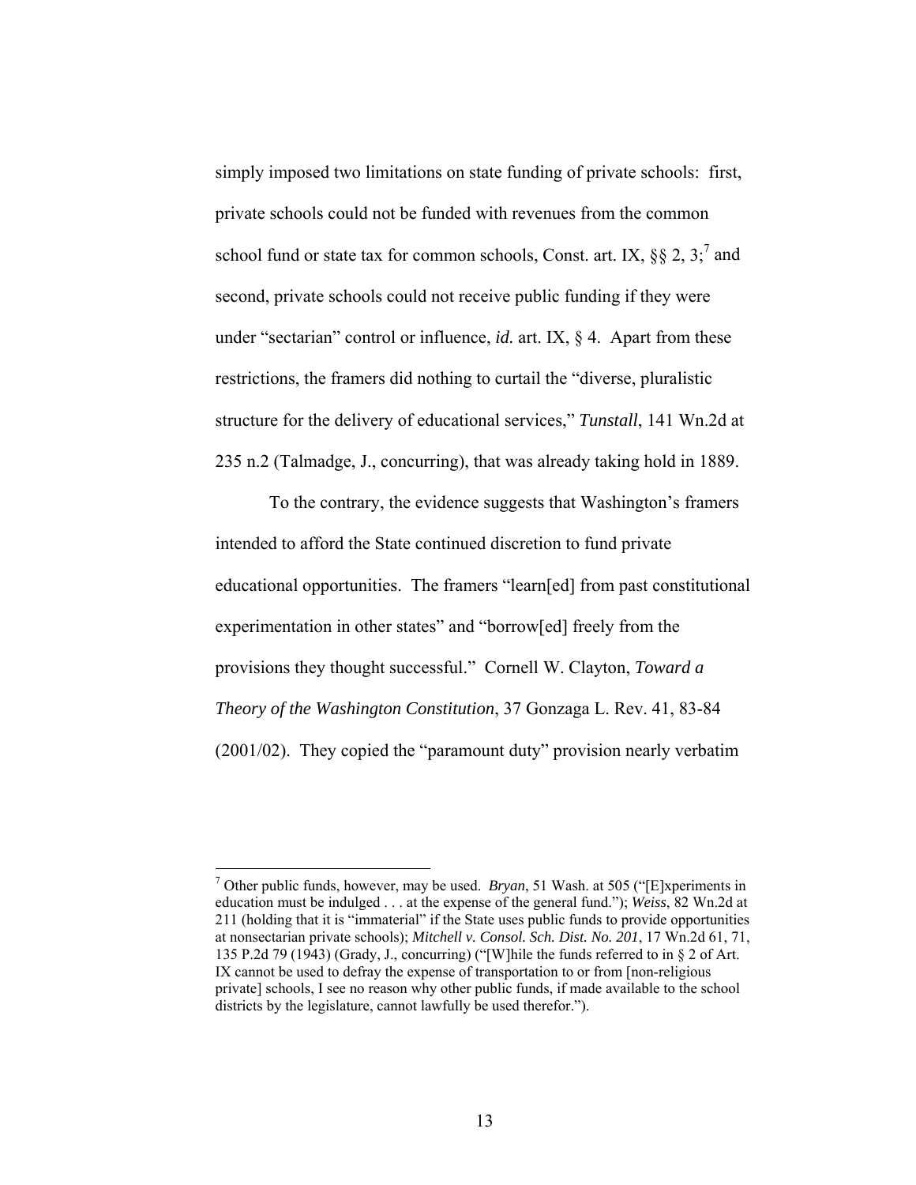simply imposed two limitations on state funding of private schools: first, private schools could not be funded with revenues from the common school fund or state tax for common schools, Const. art. IX, §§ 2, 3;[7] and second, private schools could not receive public funding if they were under "sectarian" control or influence, *id.* art. IX, § 4. Apart from these restrictions, the framers did nothing to curtail the "diverse, pluralistic structure for the delivery of educational services," ***Tunstall***, 141 Wn.2d at 235 n.2 (Talmadge, J., concurring), that was already taking hold in 1889.

To the contrary, the evidence suggests that Washington's framers intended to afford the State continued discretion to fund private educational opportunities. The framers "learn[ed] from past constitutional experimentation in other states" and "borrow[ed] freely from the provisions they thought successful." Cornell W. Clayton, ***Toward a Theory of the Washington Constitution***, 37 Gonzaga L. Rev. 41, 83-84 (2001/02). They copied the "paramount duty" provision nearly verbatim

---

[7] Other public funds, however, may be used. *Bryan*, 51 Wash. at 505 ("[E]xperiments in education must be indulged . . . at the expense of the general fund."); *Weiss*, 82 Wn.2d at 211 (holding that it is "immaterial" if the State uses public funds to provide opportunities at nonsectarian private schools); *Mitchell v. Consol. Sch. Dist. No. 201*, 17 Wn.2d 61, 71, 135 P.2d 79 (1943) (Grady, J., concurring) ("[W]hile the funds referred to in § 2 of Art. IX cannot be used to defray the expense of transportation to or from [non-religious private] schools, I see no reason why other public funds, if made available to the school districts by the legislature, cannot lawfully be used therefor.").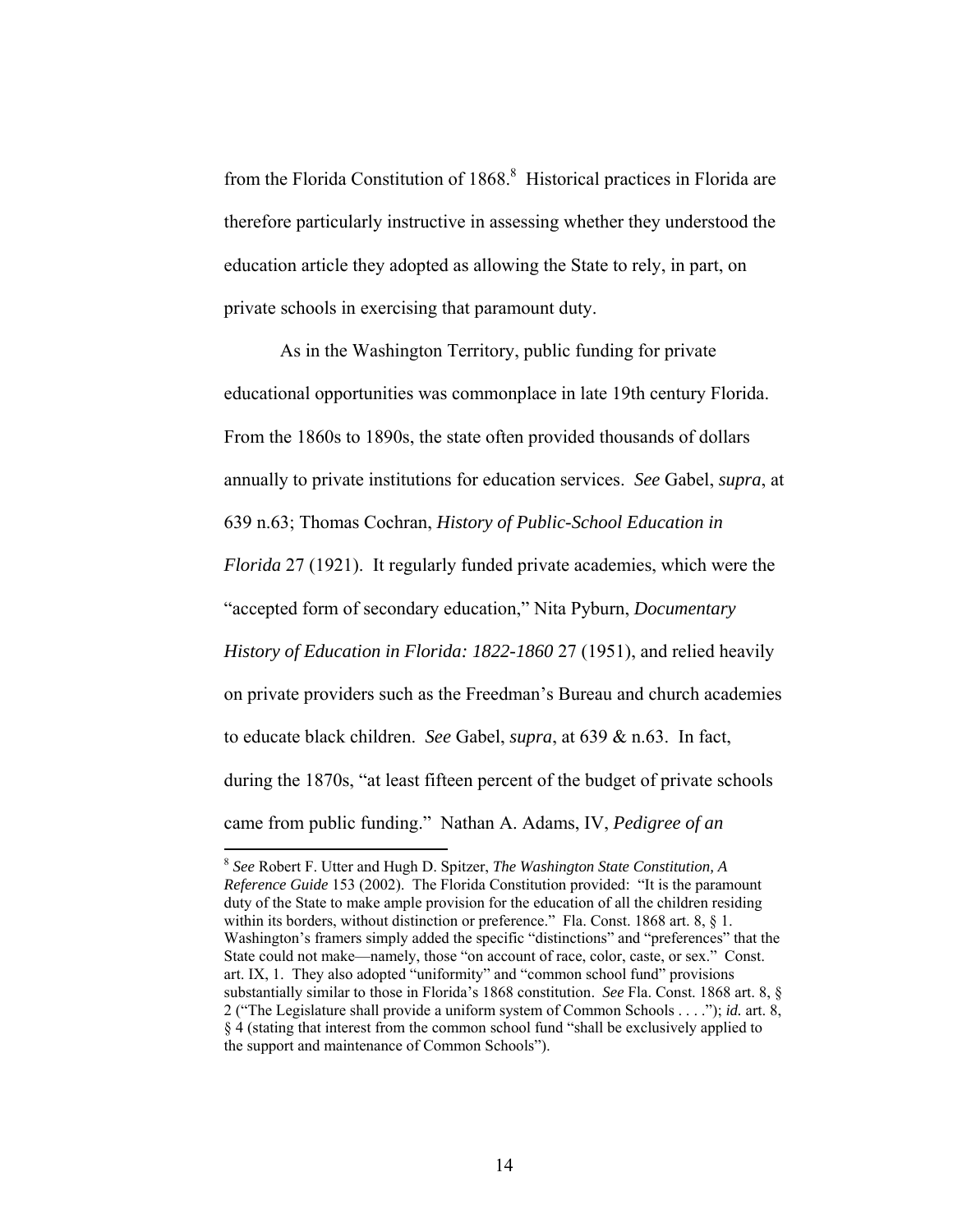from the Florida Constitution of 1868.[8] Historical practices in Florida are therefore particularly instructive in assessing whether they understood the education article they adopted as allowing the State to rely, in part, on private schools in exercising that paramount duty.

As in the Washington Territory, public funding for private educational opportunities was commonplace in late 19th century Florida. From the 1860s to 1890s, the state often provided thousands of dollars annually to private institutions for education services. *See* Gabel, *supra*, at 639 n.63; Thomas Cochran, *History of Public-School Education in Florida* 27 (1921). It regularly funded private academies, which were the "accepted form of secondary education," Nita Pyburn, *Documentary History of Education in Florida: 1822-1860* 27 (1951), and relied heavily on private providers such as the Freedman's Bureau and church academies to educate black children. *See* Gabel, *supra*, at 639 & n.63. In fact, during the 1870s, "at least fifteen percent of the budget of private schools came from public funding." Nathan A. Adams, IV, *Pedigree of an*

---

[8] *See* Robert F. Utter and Hugh D. Spitzer, *The Washington State Constitution, A Reference Guide* 153 (2002). The Florida Constitution provided: "It is the paramount duty of the State to make ample provision for the education of all the children residing within its borders, without distinction or preference." Fla. Const. 1868 art. 8, § 1. Washington's framers simply added the specific "distinctions" and "preferences" that the State could not make—namely, those "on account of race, color, caste, or sex." Const. art. IX, 1. They also adopted "uniformity" and "common school fund" provisions substantially similar to those in Florida's 1868 constitution. *See* Fla. Const. 1868 art. 8, § 2 ("The Legislature shall provide a uniform system of Common Schools . . . ."); *id.* art. 8, § 4 (stating that interest from the common school fund "shall be exclusively applied to the support and maintenance of Common Schools").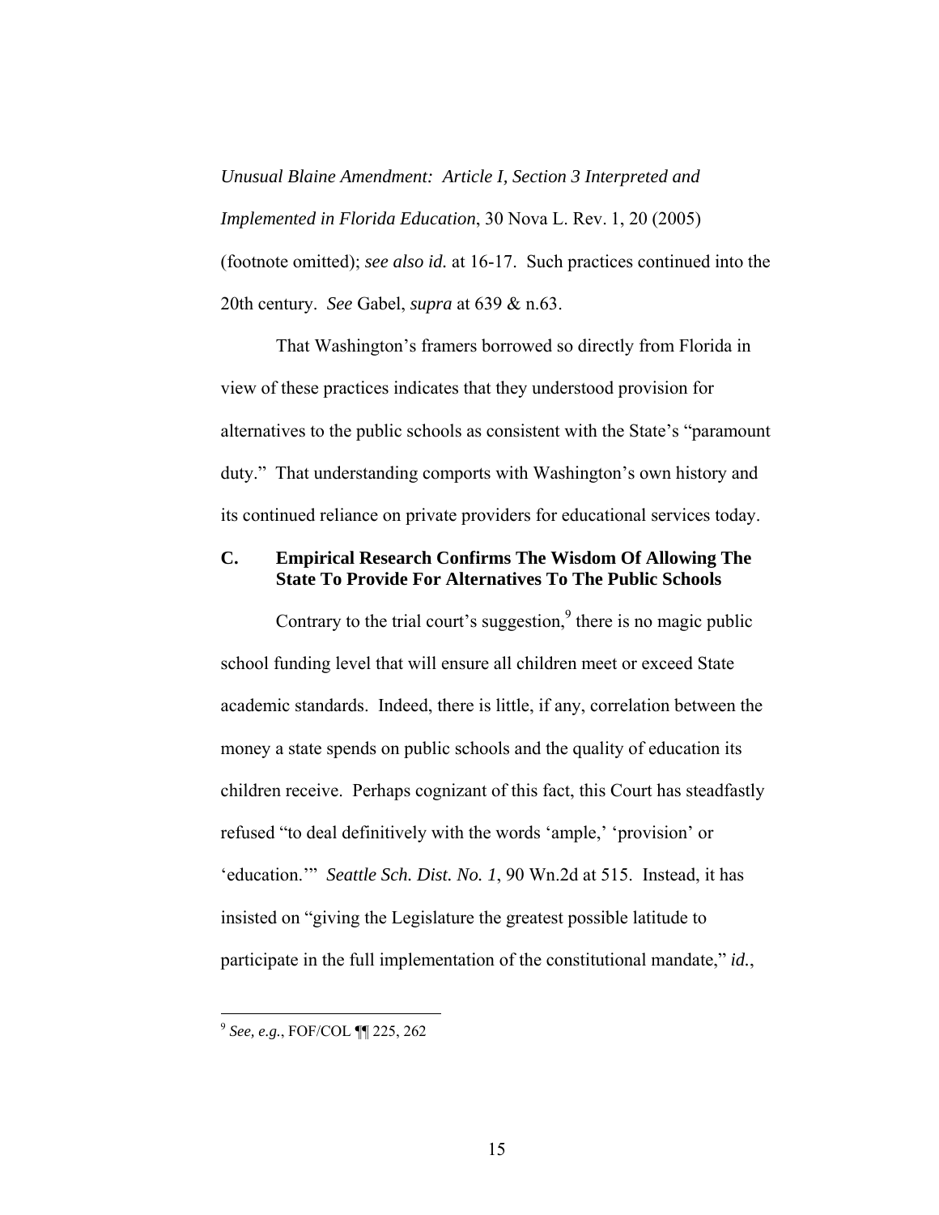*Unusual Blaine Amendment: Article I, Section 3 Interpreted and Implemented in Florida Education*, 30 Nova L. Rev. 1, 20 (2005) (footnote omitted); *see also id.* at 16-17. Such practices continued into the 20th century. *See* Gabel, *supra* at 639 & n.63.

That Washington's framers borrowed so directly from Florida in view of these practices indicates that they understood provision for alternatives to the public schools as consistent with the State's "paramount duty." That understanding comports with Washington's own history and its continued reliance on private providers for educational services today.

### C. Empirical Research Confirms The Wisdom Of Allowing The State To Provide For Alternatives To The Public Schools

Contrary to the trial court's suggestion,[9] there is no magic public school funding level that will ensure all children meet or exceed State academic standards. Indeed, there is little, if any, correlation between the money a state spends on public schools and the quality of education its children receive. Perhaps cognizant of this fact, this Court has steadfastly refused "to deal definitively with the words 'ample,' 'provision' or 'education.'" *Seattle Sch. Dist. No. 1*, 90 Wn.2d at 515. Instead, it has insisted on "giving the Legislature the greatest possible latitude to participate in the full implementation of the constitutional mandate," *id.*,

[9] *See, e.g.*, FOF/COL ¶¶ 225, 262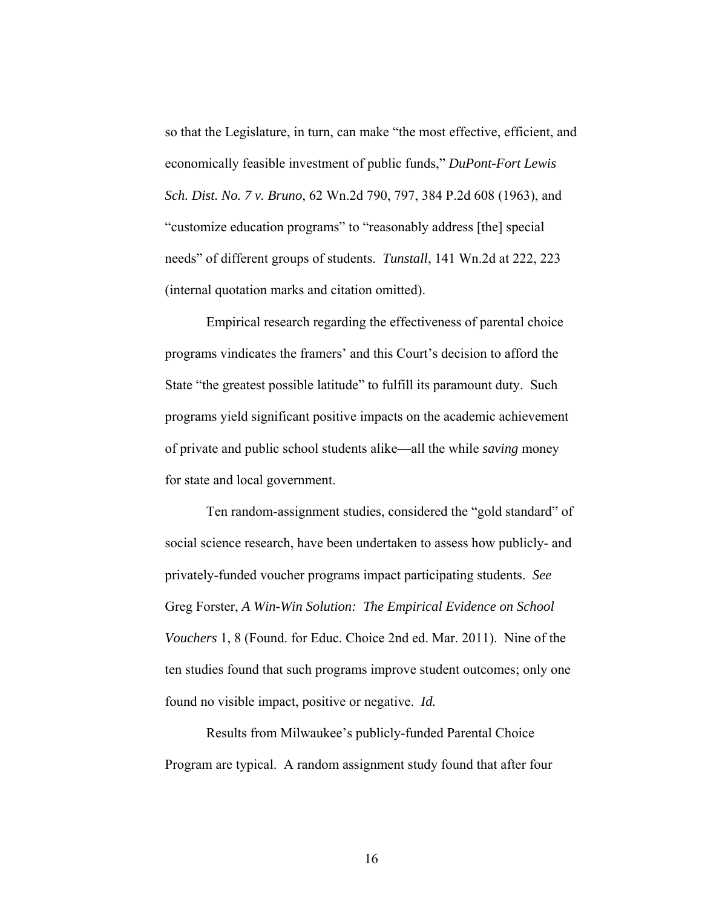so that the Legislature, in turn, can make "the most effective, efficient, and economically feasible investment of public funds," *DuPont-Fort Lewis Sch. Dist. No. 7 v. Bruno*, 62 Wn.2d 790, 797, 384 P.2d 608 (1963), and "customize education programs" to "reasonably address [the] special needs" of different groups of students. *Tunstall*, 141 Wn.2d at 222, 223 (internal quotation marks and citation omitted).

Empirical research regarding the effectiveness of parental choice programs vindicates the framers' and this Court's decision to afford the State "the greatest possible latitude" to fulfill its paramount duty. Such programs yield significant positive impacts on the academic achievement of private and public school students alike—all the while *saving* money for state and local government.

Ten random-assignment studies, considered the "gold standard" of social science research, have been undertaken to assess how publicly- and privately-funded voucher programs impact participating students. *See* Greg Forster, *A Win-Win Solution: The Empirical Evidence on School Vouchers* 1, 8 (Found. for Educ. Choice 2nd ed. Mar. 2011). Nine of the ten studies found that such programs improve student outcomes; only one found no visible impact, positive or negative. *Id.*

Results from Milwaukee's publicly-funded Parental Choice Program are typical. A random assignment study found that after four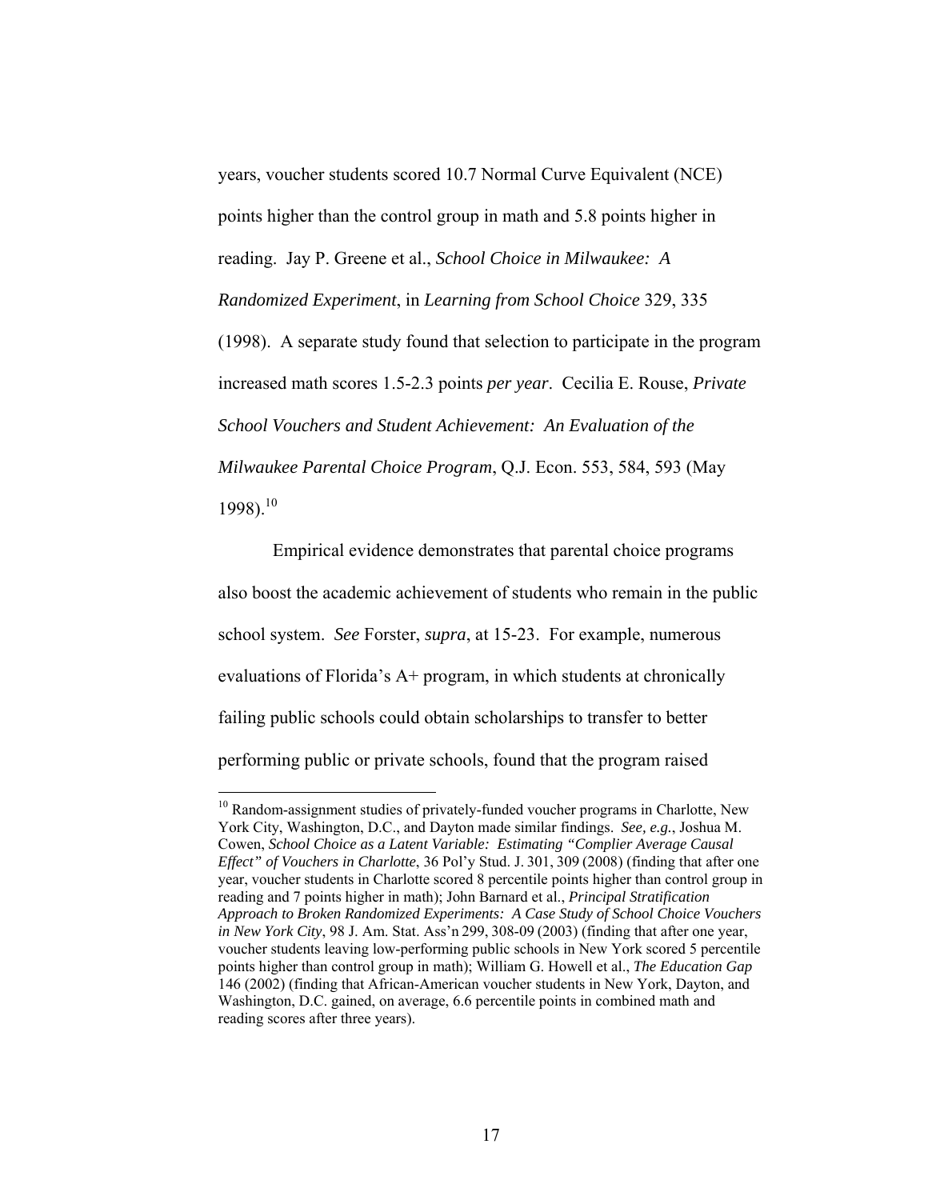years, voucher students scored 10.7 Normal Curve Equivalent (NCE) points higher than the control group in math and 5.8 points higher in reading. Jay P. Greene et al., *School Choice in Milwaukee: A Randomized Experiment*, in *Learning from School Choice* 329, 335 (1998). A separate study found that selection to participate in the program increased math scores 1.5-2.3 points *per year*. Cecilia E. Rouse, *Private School Vouchers and Student Achievement: An Evaluation of the Milwaukee Parental Choice Program*, Q.J. Econ. 553, 584, 593 (May 1998).[10]

Empirical evidence demonstrates that parental choice programs also boost the academic achievement of students who remain in the public school system. *See* Forster, *supra*, at 15-23. For example, numerous evaluations of Florida's A+ program, in which students at chronically failing public schools could obtain scholarships to transfer to better performing public or private schools, found that the program raised

---

[10] Random-assignment studies of privately-funded voucher programs in Charlotte, New York City, Washington, D.C., and Dayton made similar findings. *See, e.g.*, Joshua M. Cowen, *School Choice as a Latent Variable: Estimating "Complier Average Causal Effect" of Vouchers in Charlotte*, 36 Pol'y Stud. J. 301, 309 (2008) (finding that after one year, voucher students in Charlotte scored 8 percentile points higher than control group in reading and 7 points higher in math); John Barnard et al., *Principal Stratification Approach to Broken Randomized Experiments: A Case Study of School Choice Vouchers in New York City*, 98 J. Am. Stat. Ass'n 299, 308-09 (2003) (finding that after one year, voucher students leaving low-performing public schools in New York scored 5 percentile points higher than control group in math); William G. Howell et al., *The Education Gap* 146 (2002) (finding that African-American voucher students in New York, Dayton, and Washington, D.C. gained, on average, 6.6 percentile points in combined math and reading scores after three years).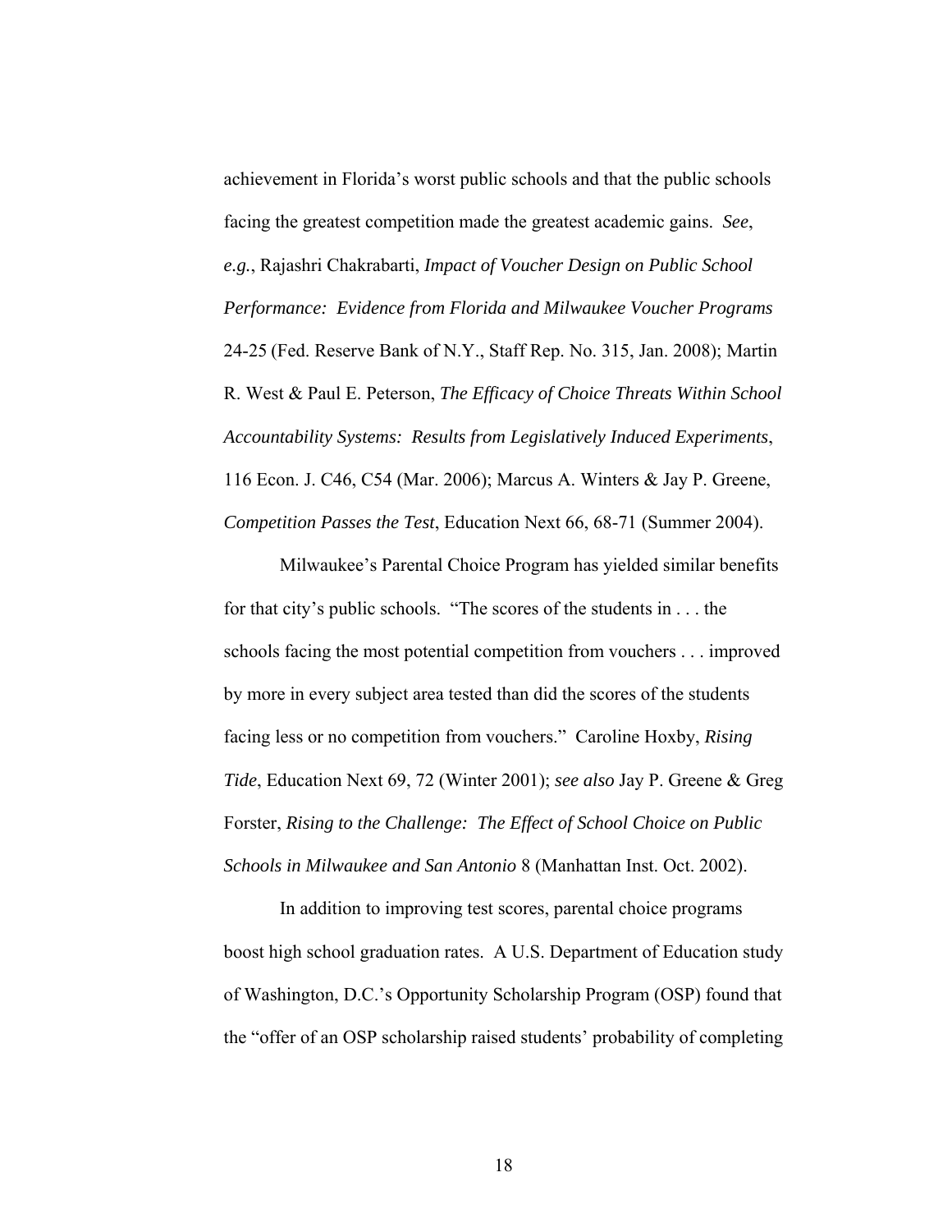achievement in Florida's worst public schools and that the public schools facing the greatest competition made the greatest academic gains. *See*, *e.g.*, Rajashri Chakrabarti, *Impact of Voucher Design on Public School Performance: Evidence from Florida and Milwaukee Voucher Programs* 24-25 (Fed. Reserve Bank of N.Y., Staff Rep. No. 315, Jan. 2008); Martin R. West & Paul E. Peterson, *The Efficacy of Choice Threats Within School Accountability Systems: Results from Legislatively Induced Experiments*, 116 Econ. J. C46, C54 (Mar. 2006); Marcus A. Winters & Jay P. Greene, *Competition Passes the Test*, Education Next 66, 68-71 (Summer 2004).

Milwaukee's Parental Choice Program has yielded similar benefits for that city's public schools. "The scores of the students in . . . the schools facing the most potential competition from vouchers . . . improved by more in every subject area tested than did the scores of the students facing less or no competition from vouchers." Caroline Hoxby, *Rising Tide*, Education Next 69, 72 (Winter 2001); *see also* Jay P. Greene & Greg Forster, *Rising to the Challenge: The Effect of School Choice on Public Schools in Milwaukee and San Antonio* 8 (Manhattan Inst. Oct. 2002).

In addition to improving test scores, parental choice programs boost high school graduation rates. A U.S. Department of Education study of Washington, D.C.'s Opportunity Scholarship Program (OSP) found that the "offer of an OSP scholarship raised students' probability of completing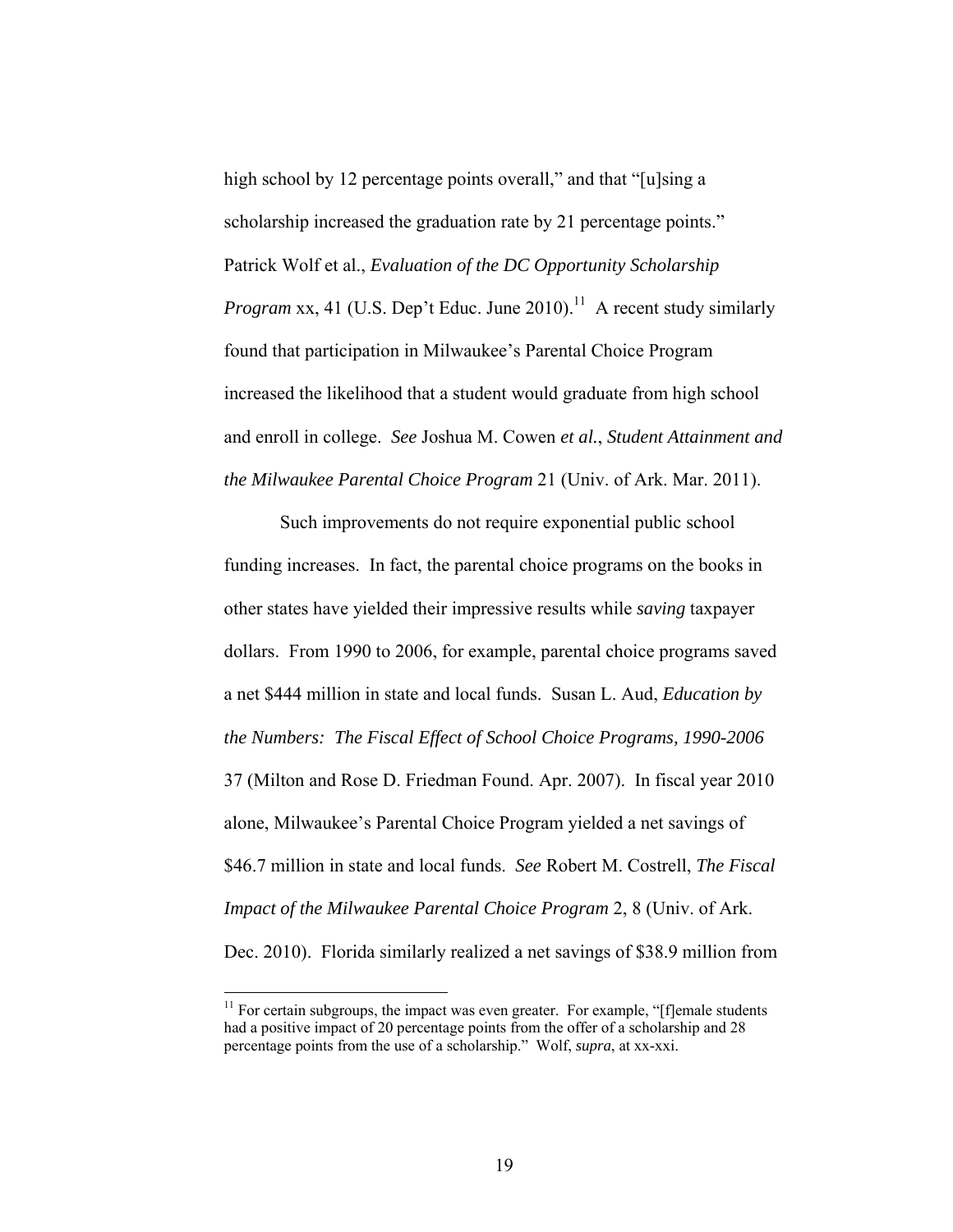high school by 12 percentage points overall," and that "[u]sing a scholarship increased the graduation rate by 21 percentage points." Patrick Wolf et al., *Evaluation of the DC Opportunity Scholarship Program* xx, 41 (U.S. Dep't Educ. June 2010).[11] A recent study similarly found that participation in Milwaukee's Parental Choice Program increased the likelihood that a student would graduate from high school and enroll in college. *See* Joshua M. Cowen *et al.*, *Student Attainment and the Milwaukee Parental Choice Program* 21 (Univ. of Ark. Mar. 2011).

Such improvements do not require exponential public school funding increases. In fact, the parental choice programs on the books in other states have yielded their impressive results while *saving* taxpayer dollars. From 1990 to 2006, for example, parental choice programs saved a net $444 million in state and local funds. Susan L. Aud, *Education by the Numbers: The Fiscal Effect of School Choice Programs, 1990-2006* 37 (Milton and Rose D. Friedman Found. Apr. 2007). In fiscal year 2010 alone, Milwaukee's Parental Choice Program yielded a net savings of $46.7 million in state and local funds. *See* Robert M. Costrell, *The Fiscal Impact of the Milwaukee Parental Choice Program* 2, 8 (Univ. of Ark. Dec. 2010). Florida similarly realized a net savings of $38.9 million from

---

[11] For certain subgroups, the impact was even greater. For example, "[f]emale students had a positive impact of 20 percentage points from the offer of a scholarship and 28 percentage points from the use of a scholarship." Wolf, *supra*, at xx-xxi.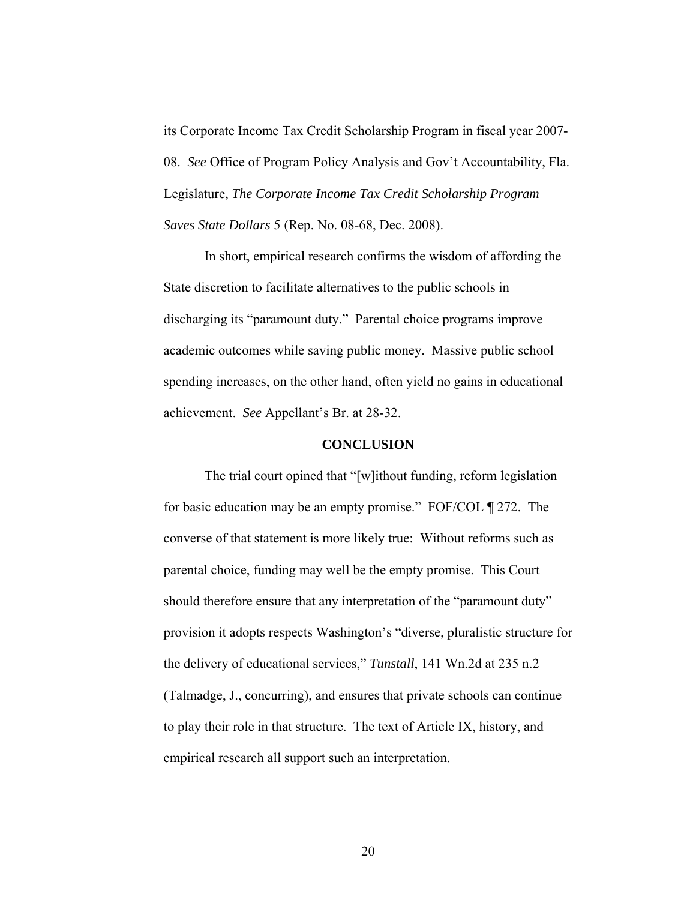its Corporate Income Tax Credit Scholarship Program in fiscal year 2007-08. *See* Office of Program Policy Analysis and Gov't Accountability, Fla. Legislature, *The Corporate Income Tax Credit Scholarship Program Saves State Dollars* 5 (Rep. No. 08-68, Dec. 2008).

In short, empirical research confirms the wisdom of affording the State discretion to facilitate alternatives to the public schools in discharging its "paramount duty." Parental choice programs improve academic outcomes while saving public money. Massive public school spending increases, on the other hand, often yield no gains in educational achievement. *See* Appellant's Br. at 28-32.

## CONCLUSION

The trial court opined that "[w]ithout funding, reform legislation for basic education may be an empty promise." FOF/COL ¶ 272. The converse of that statement is more likely true: Without reforms such as parental choice, funding may well be the empty promise. This Court should therefore ensure that any interpretation of the "paramount duty" provision it adopts respects Washington's "diverse, pluralistic structure for the delivery of educational services," *Tunstall*, 141 Wn.2d at 235 n.2 (Talmadge, J., concurring), and ensures that private schools can continue to play their role in that structure. The text of Article IX, history, and empirical research all support such an interpretation.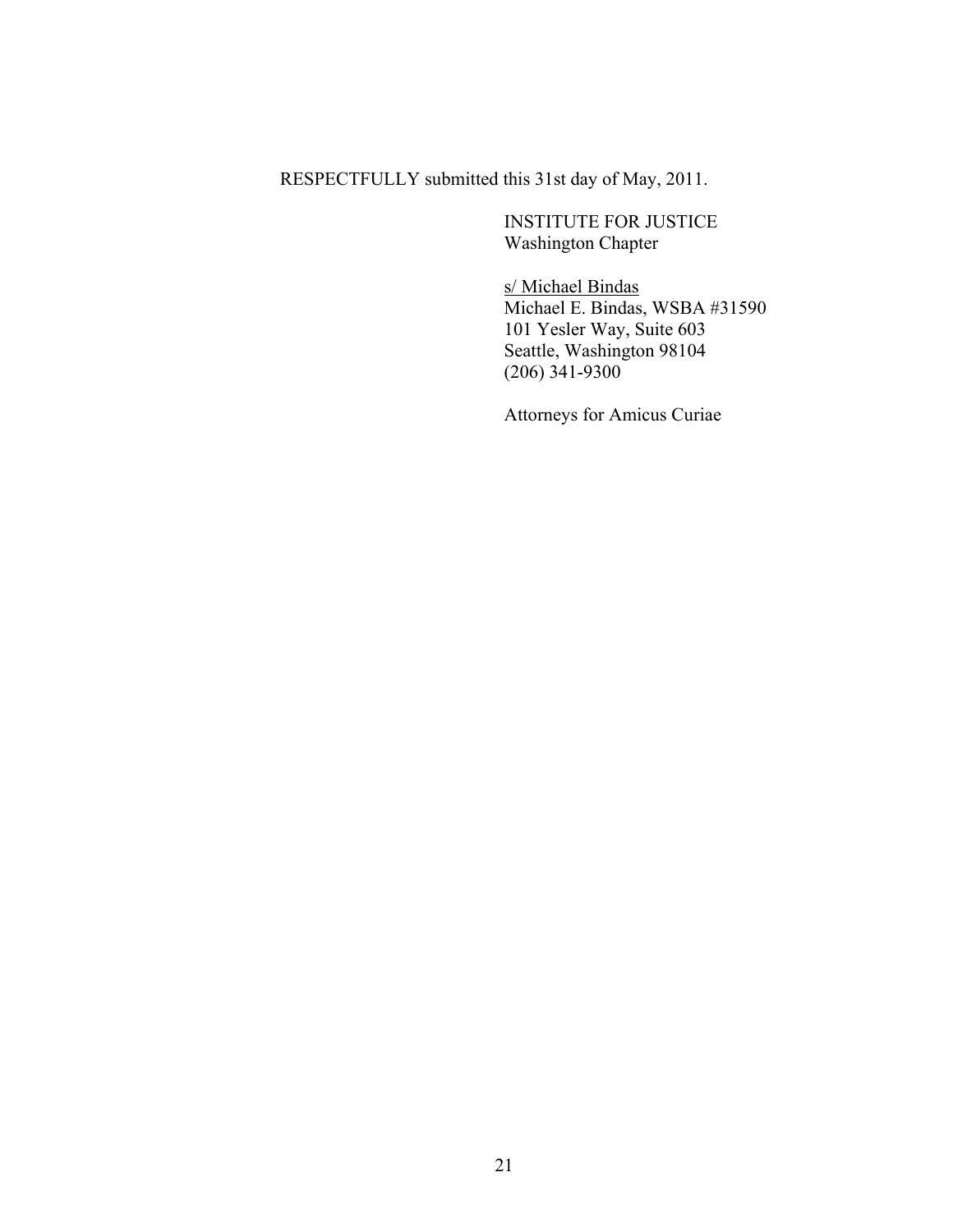RESPECTFULLY submitted this 31st day of May, 2011.

INSTITUTE FOR JUSTICE
Washington Chapter

s/ Michael Bindas
Michael E. Bindas, WSBA #31590
101 Yesler Way, Suite 603
Seattle, Washington 98104
(206) 341-9300

Attorneys for Amicus Curiae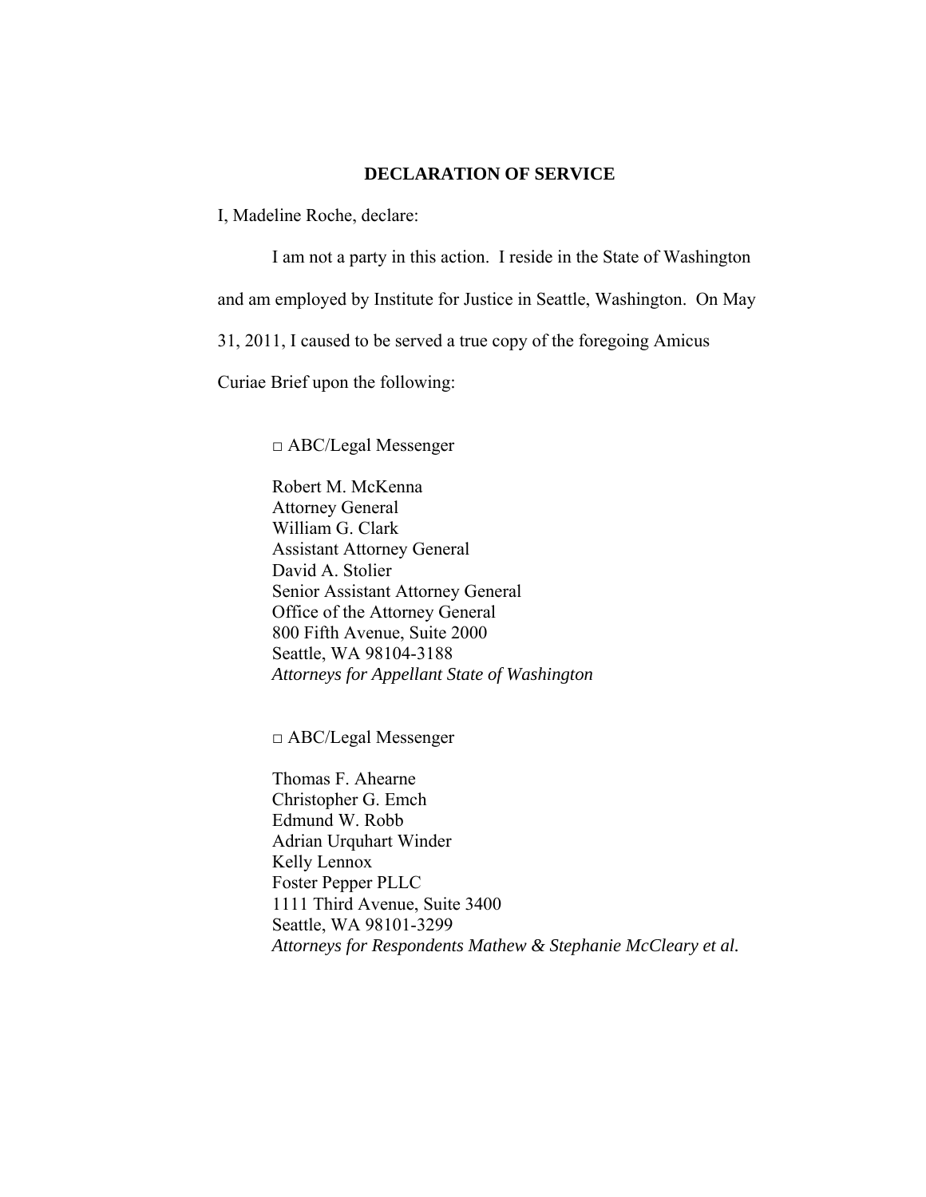## DECLARATION OF SERVICE

I, Madeline Roche, declare:

I am not a party in this action. I reside in the State of Washington and am employed by Institute for Justice in Seattle, Washington. On May 31, 2011, I caused to be served a true copy of the foregoing Amicus Curiae Brief upon the following:

□ ABC/Legal Messenger

Robert M. McKenna
Attorney General
William G. Clark
Assistant Attorney General
David A. Stolier
Senior Assistant Attorney General
Office of the Attorney General
800 Fifth Avenue, Suite 2000
Seattle, WA 98104-3188
*Attorneys for Appellant State of Washington*

□ ABC/Legal Messenger

Thomas F. Ahearne
Christopher G. Emch
Edmund W. Robb
Adrian Urquhart Winder
Kelly Lennox
Foster Pepper PLLC
1111 Third Avenue, Suite 3400
Seattle, WA 98101-3299
*Attorneys for Respondents Mathew & Stephanie McCleary et al.*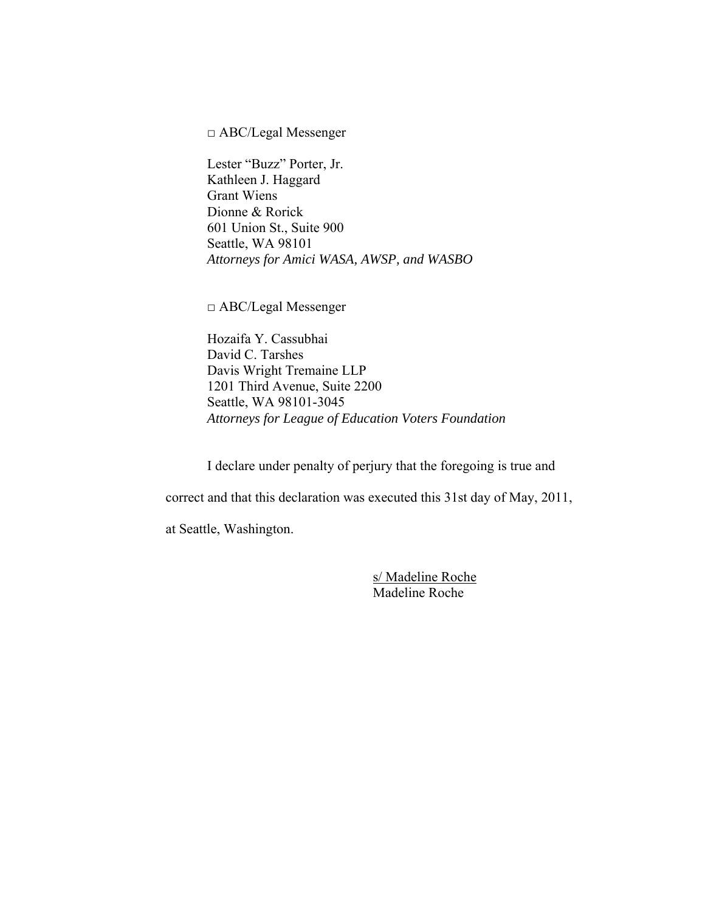□ ABC/Legal Messenger

Lester "Buzz" Porter, Jr.
Kathleen J. Haggard
Grant Wiens
Dionne & Rorick
601 Union St., Suite 900
Seattle, WA 98101
*Attorneys for Amici WASA, AWSP, and WASBO*

□ ABC/Legal Messenger

Hozaifa Y. Cassubhai
David C. Tarshes
Davis Wright Tremaine LLP
1201 Third Avenue, Suite 2200
Seattle, WA 98101-3045
*Attorneys for League of Education Voters Foundation*

I declare under penalty of perjury that the foregoing is true and correct and that this declaration was executed this 31st day of May, 2011, at Seattle, Washington.

s/ Madeline Roche
Madeline Roche